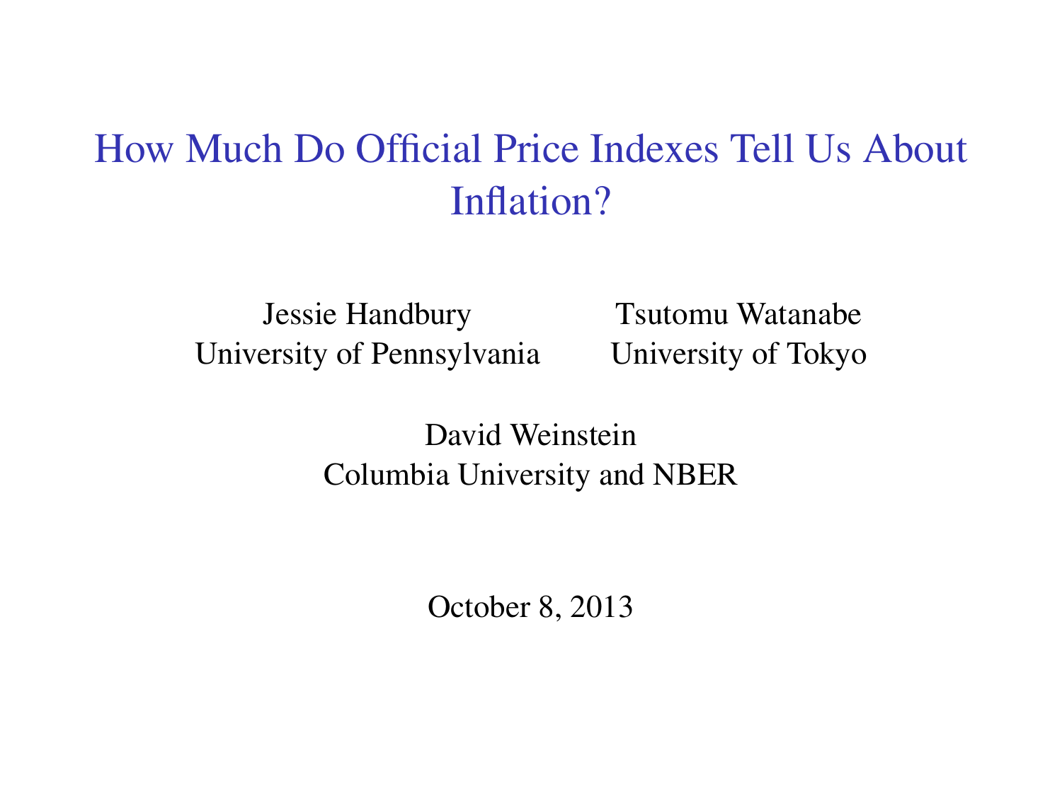# How Much Do Official Price Indexes Tell Us About Inflation?

Jessie Handbury
University of Pennsylvania

Tsutomu Watanabe
University of Tokyo

David Weinstein
Columbia University and NBER

October 8, 2013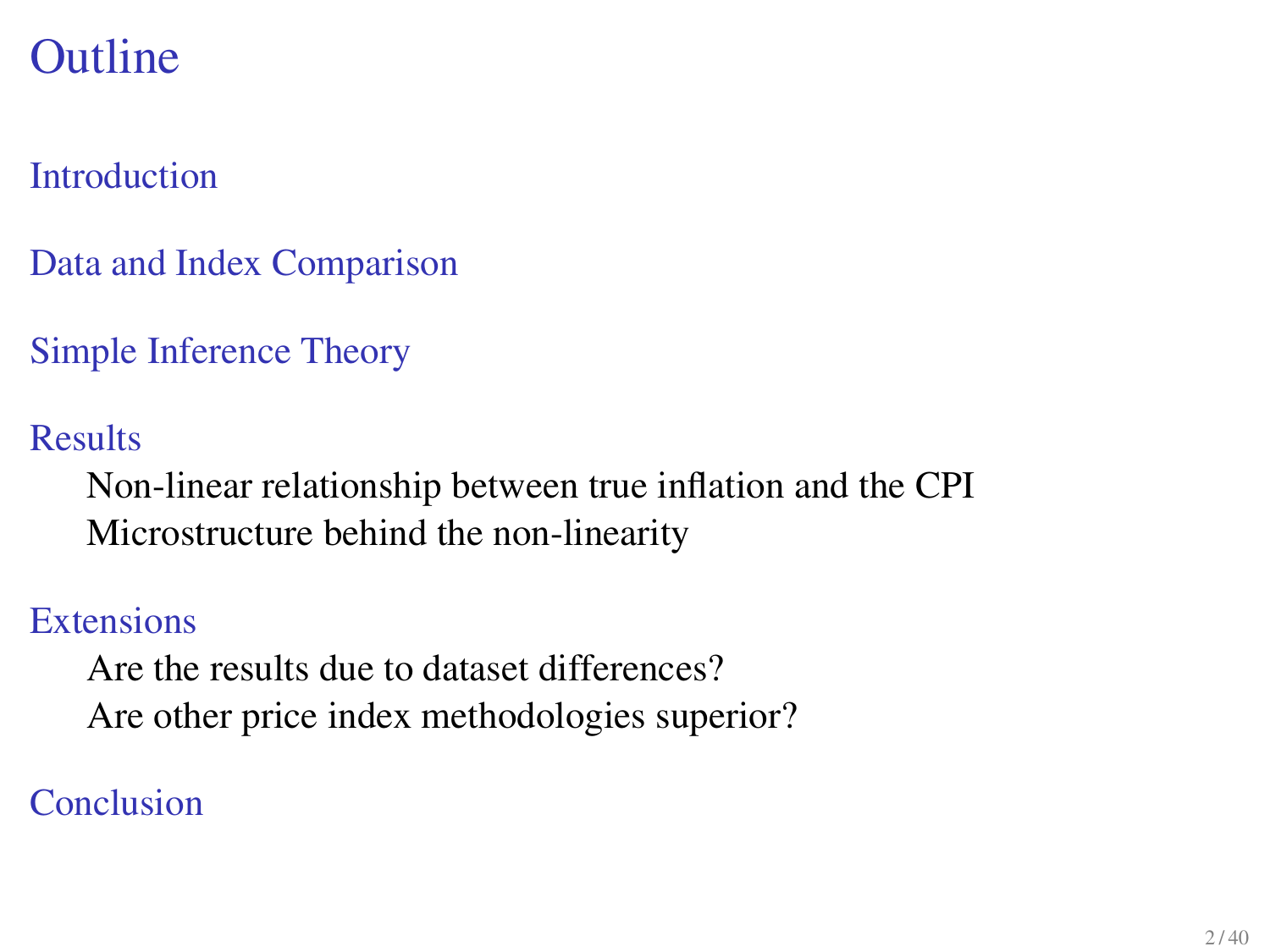# Outline

Introduction

Data and Index Comparison

Simple Inference Theory

Results

- Non-linear relationship between true inflation and the CPI
- Microstructure behind the non-linearity

Extensions

- Are the results due to dataset differences?
- Are other price index methodologies superior?

Conclusion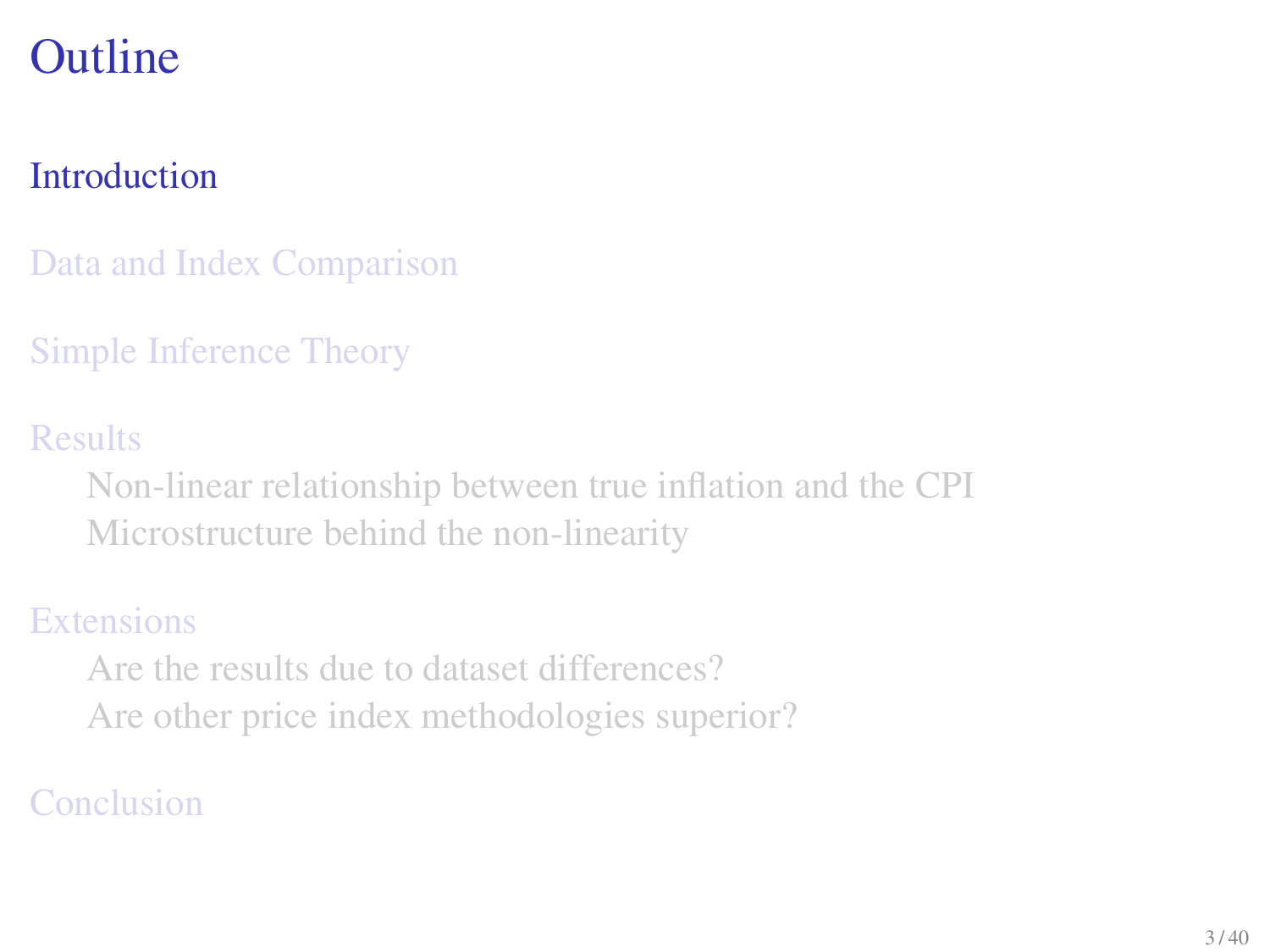# Outline

Introduction

Data and Index Comparison

Simple Inference Theory

Results

- Non-linear relationship between true inflation and the CPI
- Microstructure behind the non-linearity

Extensions

- Are the results due to dataset differences?
- Are other price index methodologies superior?

Conclusion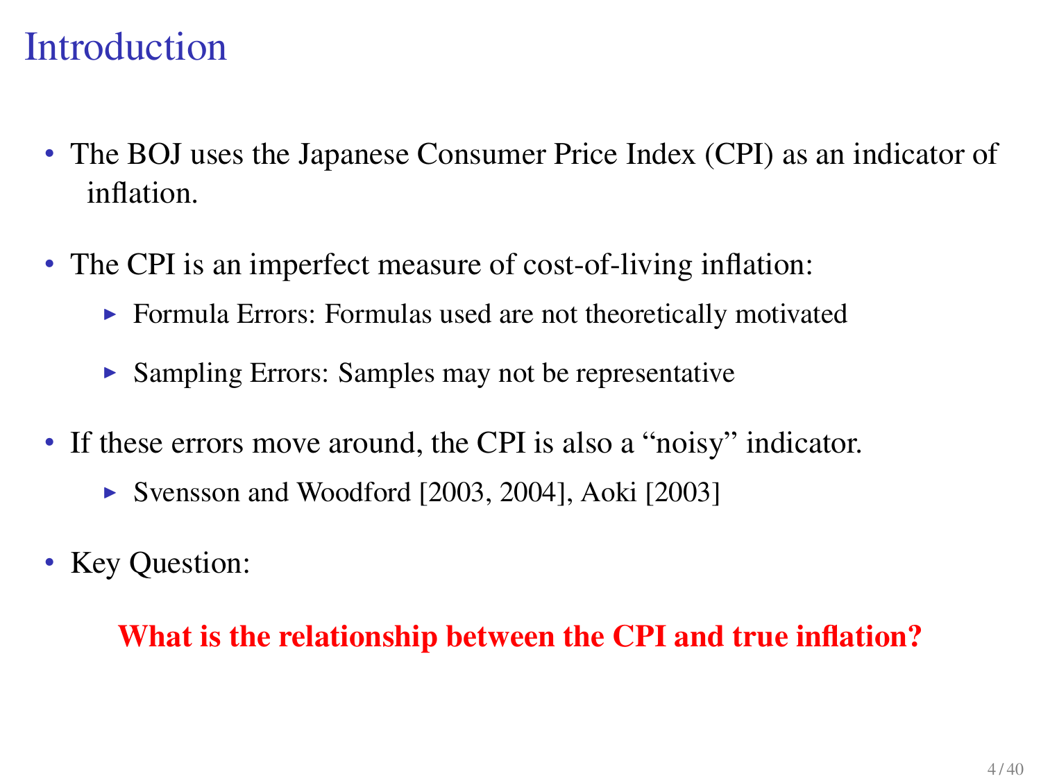# Introduction

- The BOJ uses the Japanese Consumer Price Index (CPI) as an indicator of inflation.

- The CPI is an imperfect measure of cost-of-living inflation:
  - Formula Errors: Formulas used are not theoretically motivated
  - Sampling Errors: Samples may not be representative

- If these errors move around, the CPI is also a "noisy" indicator.
  - Svensson and Woodford [2003, 2004], Aoki [2003]

- Key Question:

**What is the relationship between the CPI and true inflation?**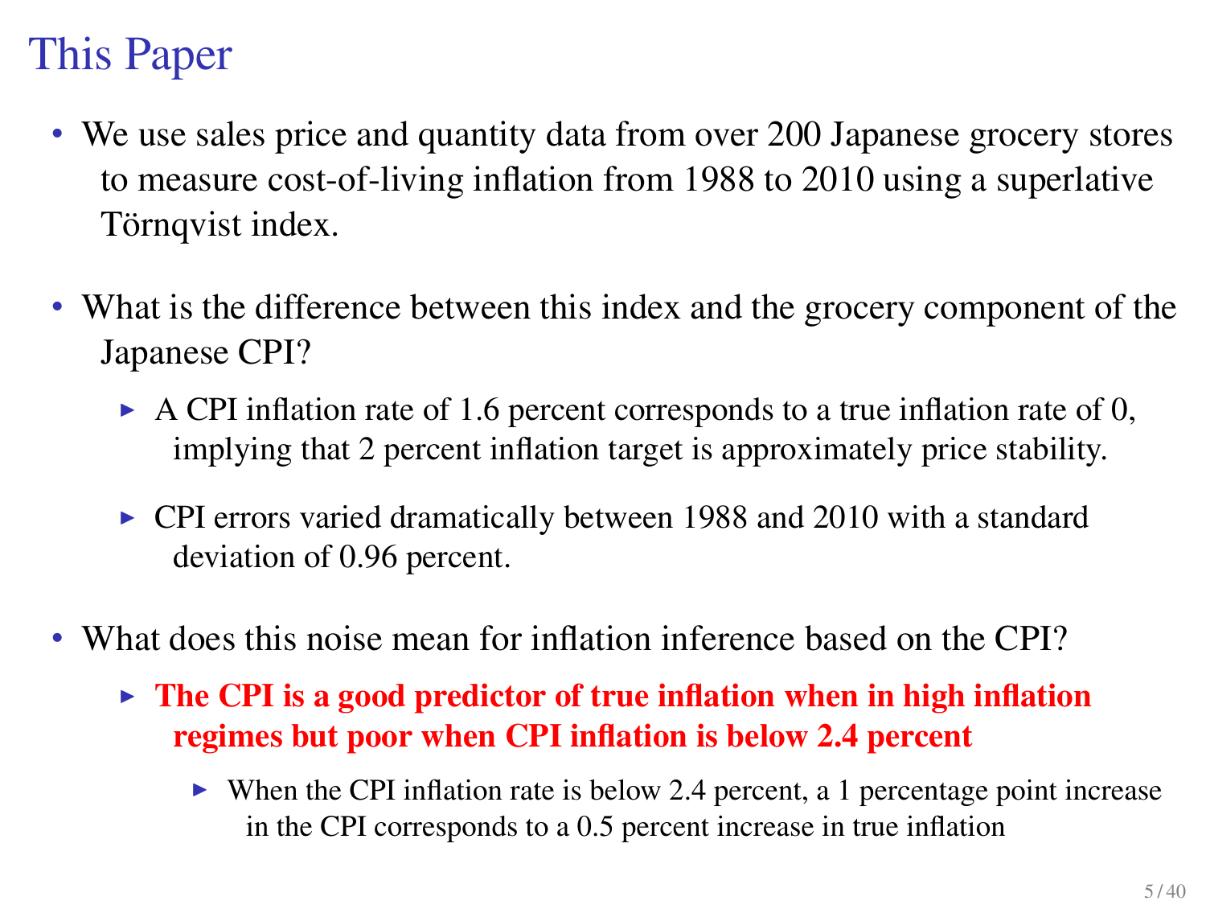# This Paper

- We use sales price and quantity data from over 200 Japanese grocery stores to measure cost-of-living inflation from 1988 to 2010 using a superlative Törnqvist index.

- What is the difference between this index and the grocery component of the Japanese CPI?
  - A CPI inflation rate of 1.6 percent corresponds to a true inflation rate of 0, implying that 2 percent inflation target is approximately price stability.
  - CPI errors varied dramatically between 1988 and 2010 with a standard deviation of 0.96 percent.

- What does this noise mean for inflation inference based on the CPI?
  - **The CPI is a good predictor of true inflation when in high inflation regimes but poor when CPI inflation is below 2.4 percent**
    - When the CPI inflation rate is below 2.4 percent, a 1 percentage point increase in the CPI corresponds to a 0.5 percent increase in true inflation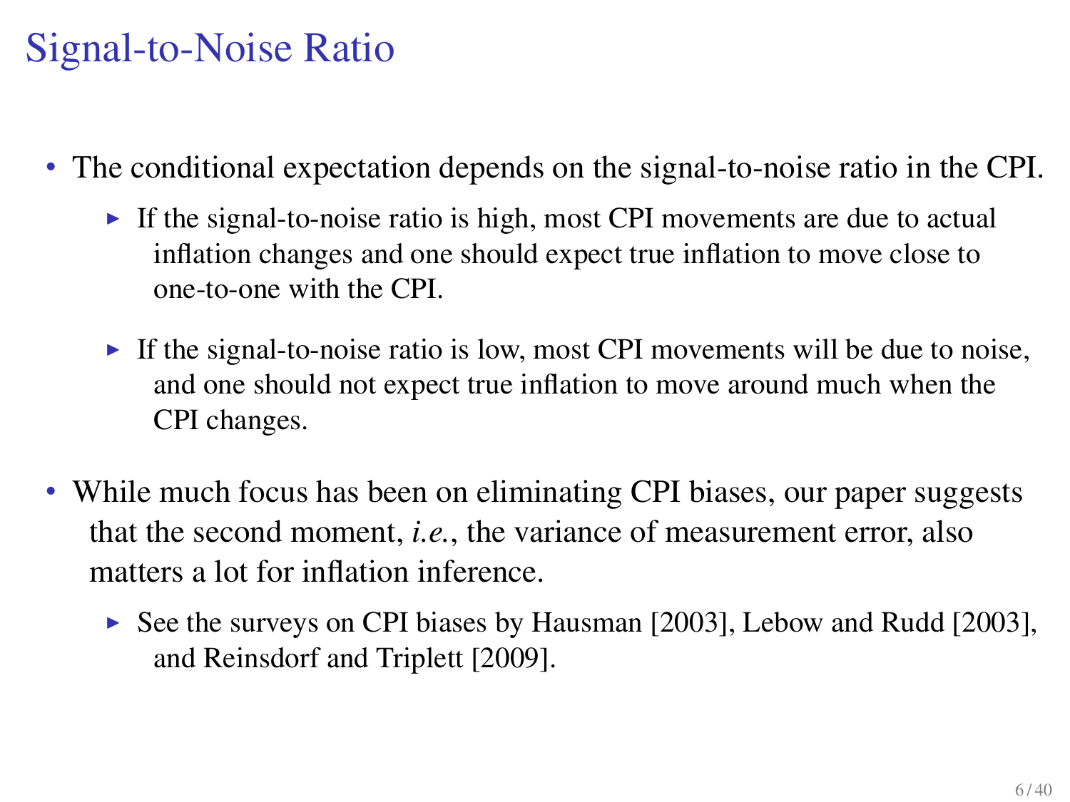# Signal-to-Noise Ratio

- The conditional expectation depends on the signal-to-noise ratio in the CPI.
  - If the signal-to-noise ratio is high, most CPI movements are due to actual inflation changes and one should expect true inflation to move close to one-to-one with the CPI.
  - If the signal-to-noise ratio is low, most CPI movements will be due to noise, and one should not expect true inflation to move around much when the CPI changes.
- While much focus has been on eliminating CPI biases, our paper suggests that the second moment, *i.e.*, the variance of measurement error, also matters a lot for inflation inference.
  - See the surveys on CPI biases by Hausman [2003], Lebow and Rudd [2003], and Reinsdorf and Triplett [2009].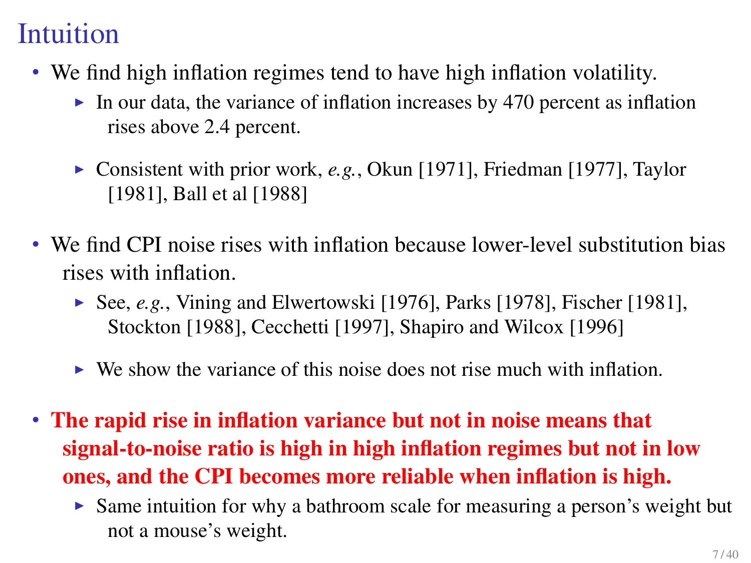# Intuition

- We find high inflation regimes tend to have high inflation volatility.
  - In our data, the variance of inflation increases by 470 percent as inflation rises above 2.4 percent.
  - Consistent with prior work, *e.g.*, Okun [1971], Friedman [1977], Taylor [1981], Ball et al [1988]
- We find CPI noise rises with inflation because lower-level substitution bias rises with inflation.
  - See, *e.g.*, Vining and Elwertowski [1976], Parks [1978], Fischer [1981], Stockton [1988], Cecchetti [1997], Shapiro and Wilcox [1996]
  - We show the variance of this noise does not rise much with inflation.
- **The rapid rise in inflation variance but not in noise means that signal-to-noise ratio is high in high inflation regimes but not in low ones, and the CPI becomes more reliable when inflation is high.**
  - Same intuition for why a bathroom scale for measuring a person's weight but not a mouse's weight.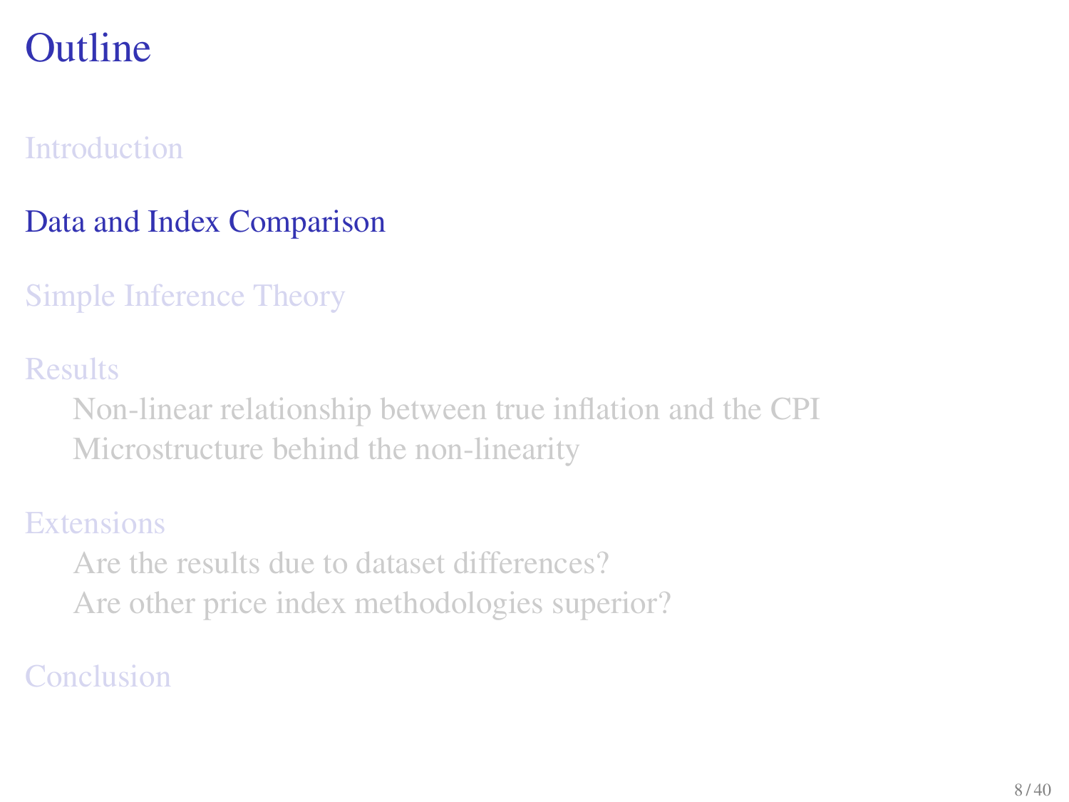# Outline

Introduction

Data and Index Comparison

Simple Inference Theory

Results

- Non-linear relationship between true inflation and the CPI
- Microstructure behind the non-linearity

Extensions

- Are the results due to dataset differences?
- Are other price index methodologies superior?

Conclusion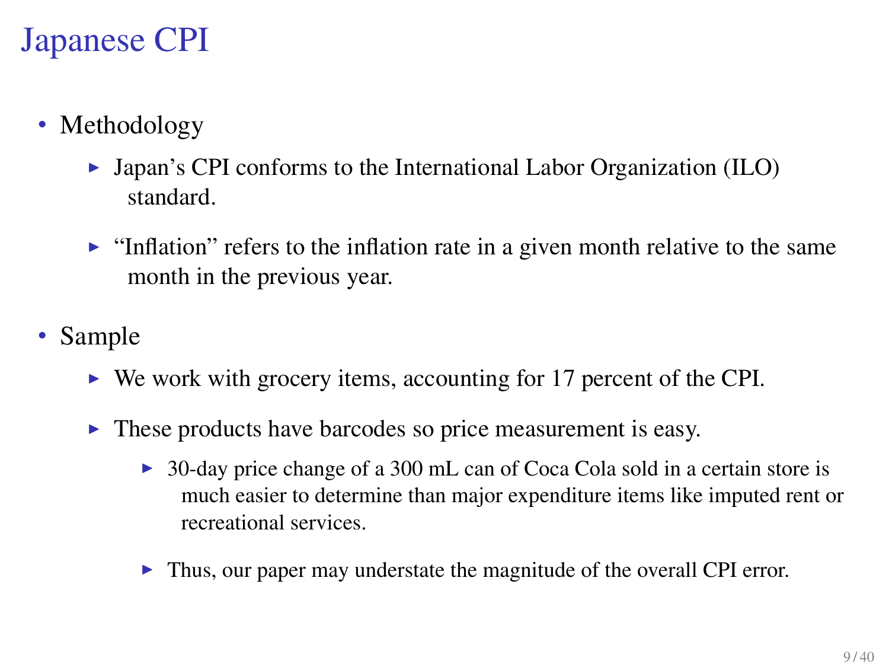# Japanese CPI

- Methodology
  - Japan's CPI conforms to the International Labor Organization (ILO) standard.
  - "Inflation" refers to the inflation rate in a given month relative to the same month in the previous year.
- Sample
  - We work with grocery items, accounting for 17 percent of the CPI.
  - These products have barcodes so price measurement is easy.
    - 30-day price change of a 300 mL can of Coca Cola sold in a certain store is much easier to determine than major expenditure items like imputed rent or recreational services.
    - Thus, our paper may understate the magnitude of the overall CPI error.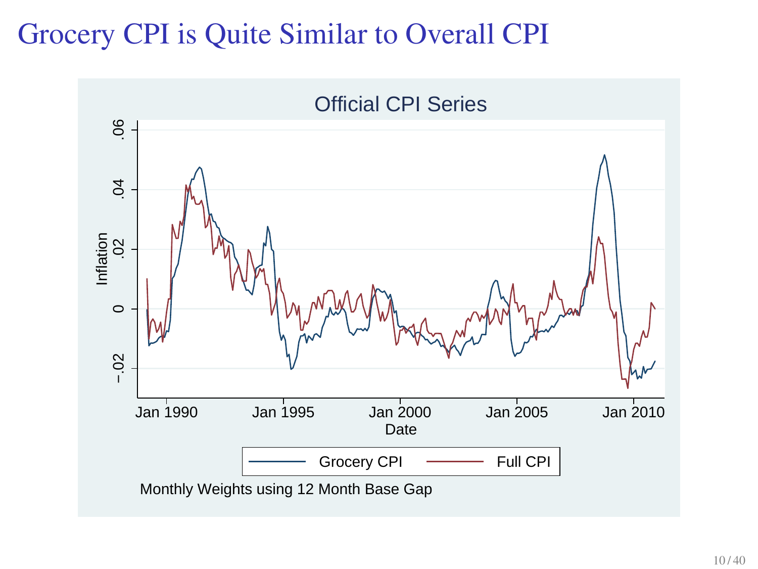# Grocery CPI is Quite Similar to Overall CPI

Official CPI Series

Inflation

.06

.04

.02

0

−.02

Jan 1990 | Jan 1995 | Jan 2000 | Jan 2005 | Jan 2010

Date

Grocery CPI — Full CPI

Monthly Weights using 12 Month Base Gap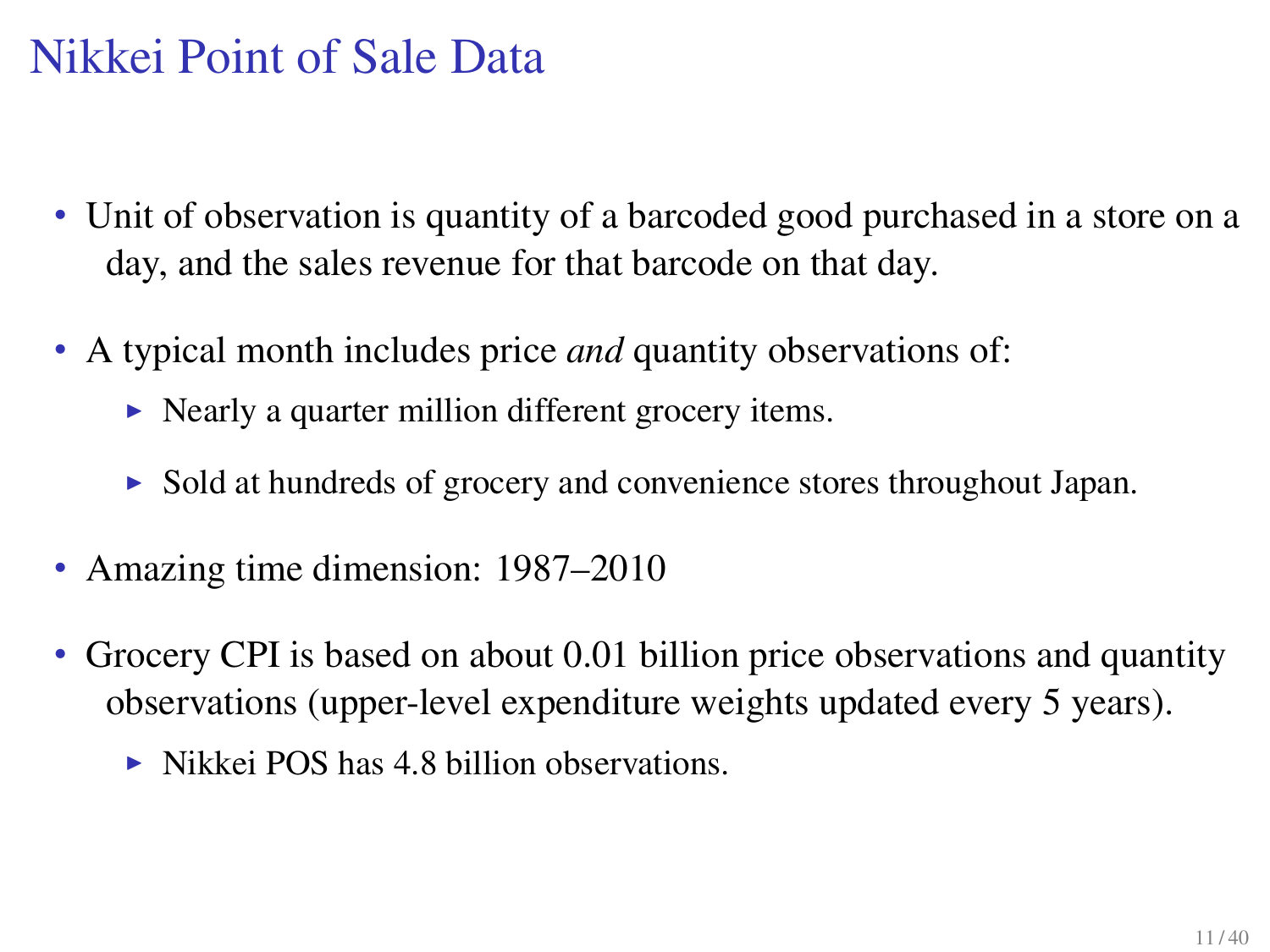# Nikkei Point of Sale Data

- Unit of observation is quantity of a barcoded good purchased in a store on a day, and the sales revenue for that barcode on that day.
- A typical month includes price *and* quantity observations of:
  - Nearly a quarter million different grocery items.
  - Sold at hundreds of grocery and convenience stores throughout Japan.
- Amazing time dimension: 1987–2010
- Grocery CPI is based on about 0.01 billion price observations and quantity observations (upper-level expenditure weights updated every 5 years).
  - Nikkei POS has 4.8 billion observations.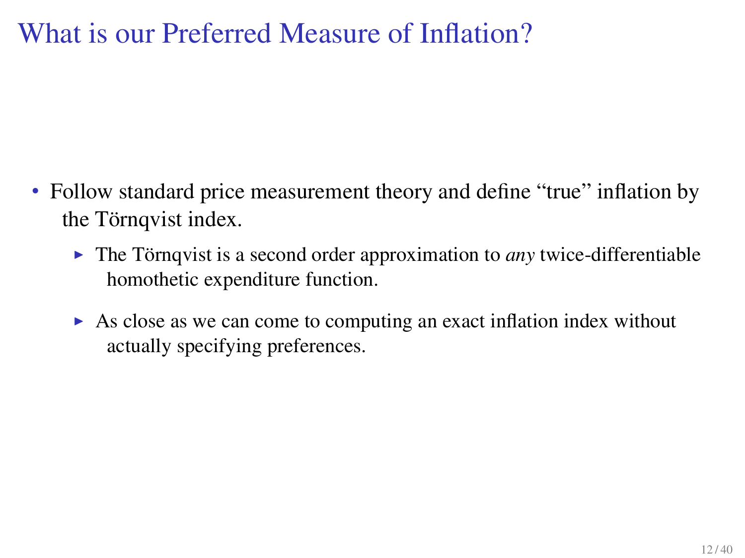# What is our Preferred Measure of Inflation?

- Follow standard price measurement theory and define “true” inflation by the Törnqvist index.
  - The Törnqvist is a second order approximation to *any* twice-differentiable homothetic expenditure function.
  - As close as we can come to computing an exact inflation index without actually specifying preferences.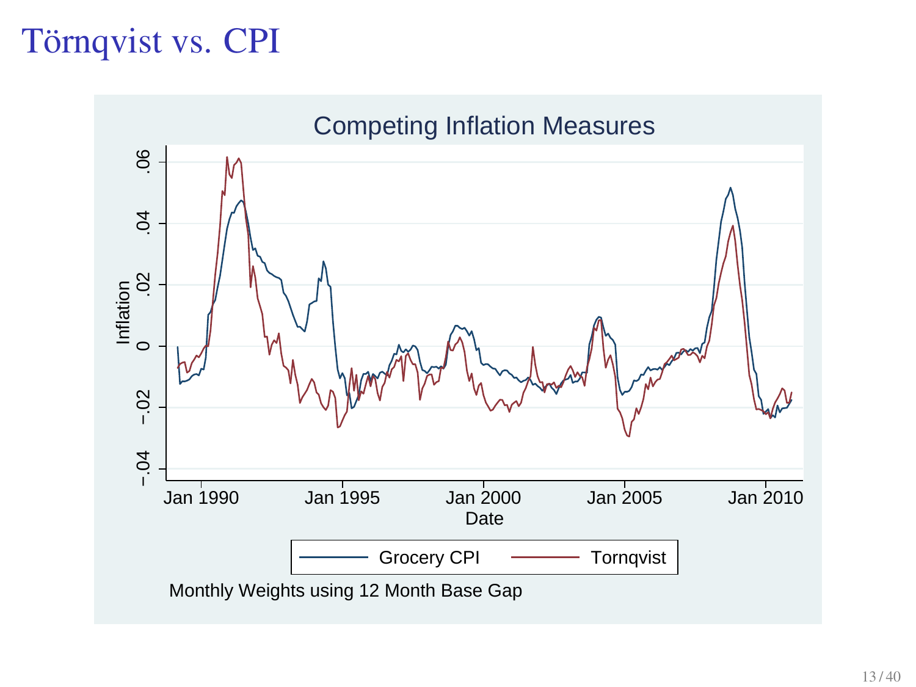# Törnqvist vs. CPI

Competing Inflation Measures

Monthly Weights using 12 Month Base Gap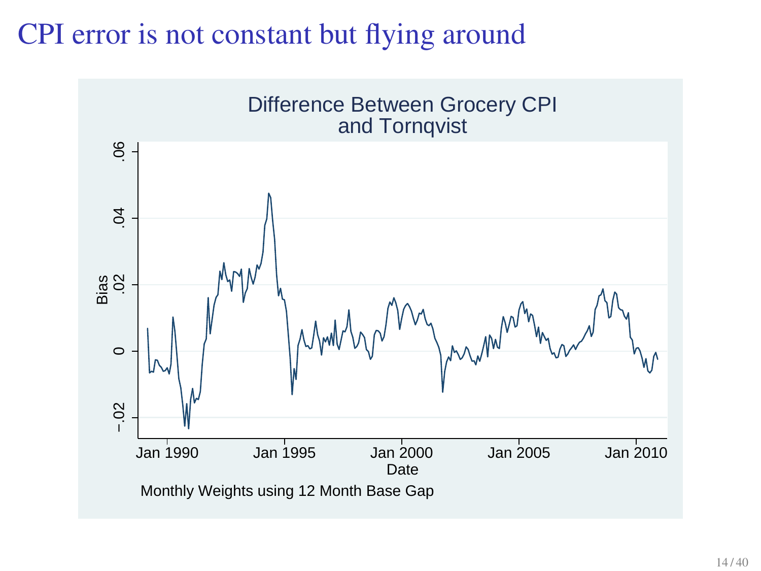# CPI error is not constant but flying around

Difference Between Grocery CPI and Tornqvist

Monthly Weights using 12 Month Base Gap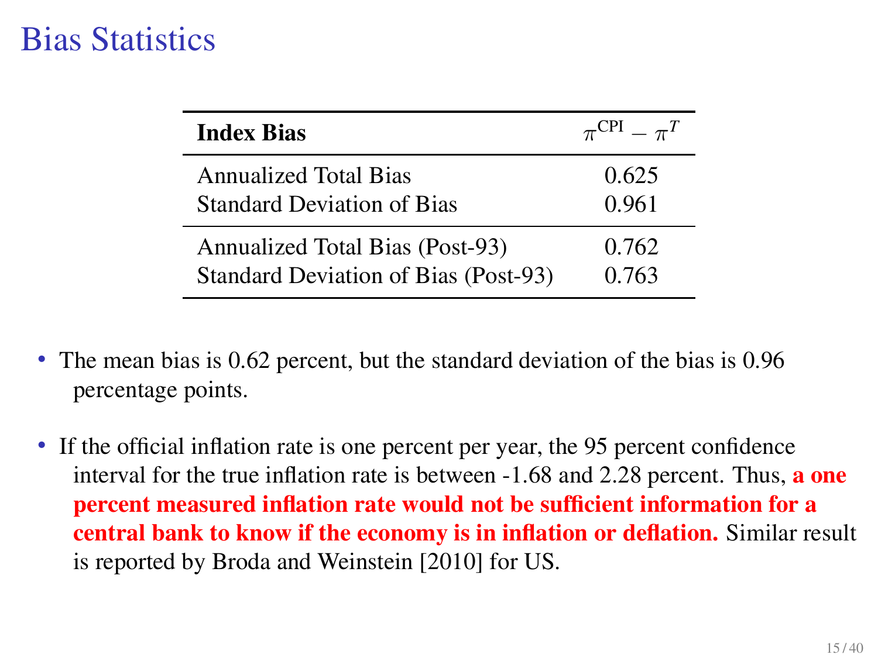# Bias Statistics

| Index Bias | $\pi^{\text{CPI}} - \pi^{T}$ |
|---|---|
| Annualized Total Bias | 0.625 |
| Standard Deviation of Bias | 0.961 |
| Annualized Total Bias (Post-93) | 0.762 |
| Standard Deviation of Bias (Post-93) | 0.763 |

- The mean bias is 0.62 percent, but the standard deviation of the bias is 0.96 percentage points.
- If the official inflation rate is one percent per year, the 95 percent confidence interval for the true inflation rate is between -1.68 and 2.28 percent. Thus, **a one percent measured inflation rate would not be sufficient information for a central bank to know if the economy is in inflation or deflation.** Similar result is reported by Broda and Weinstein [2010] for US.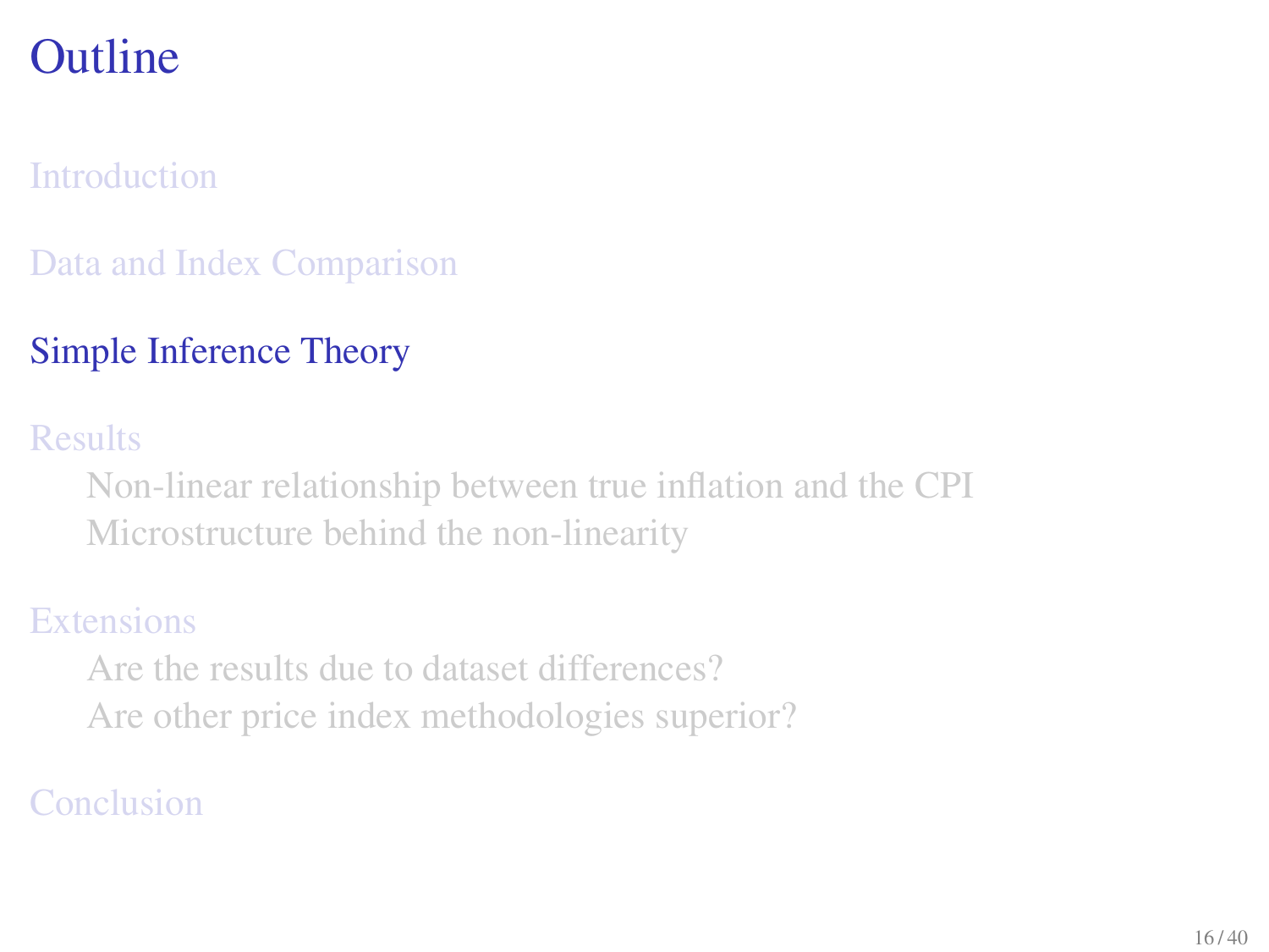# Outline

Introduction

Data and Index Comparison

Simple Inference Theory

Results
- Non-linear relationship between true inflation and the CPI
- Microstructure behind the non-linearity

Extensions
- Are the results due to dataset differences?
- Are other price index methodologies superior?

Conclusion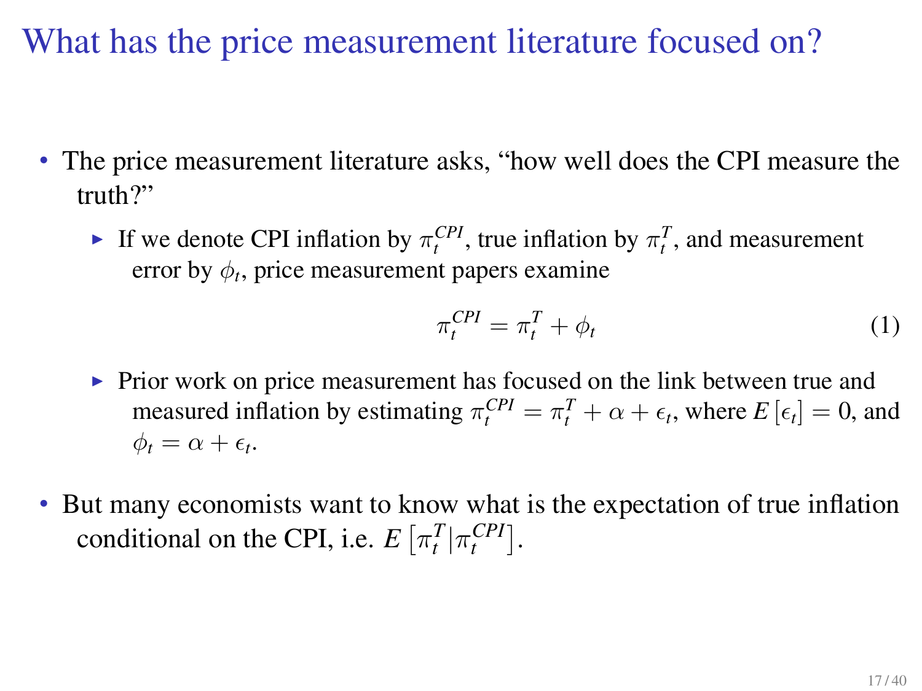# What has the price measurement literature focused on?

- The price measurement literature asks, "how well does the CPI measure the truth?"
  - If we denote CPI inflation by $\pi_t^{CPI}$, true inflation by $\pi_t^{T}$, and measurement error by $\phi_t$, price measurement papers examine

$$\pi_t^{CPI} = \pi_t^{T} + \phi_t \tag{1}$$

  - Prior work on price measurement has focused on the link between true and measured inflation by estimating $\pi_t^{CPI} = \pi_t^{T} + \alpha + \epsilon_t$, where $E\left[\epsilon_t\right] = 0$, and $\phi_t = \alpha + \epsilon_t$.

- But many economists want to know what is the expectation of true inflation conditional on the CPI, i.e. $E\left[\pi_t^{T} | \pi_t^{CPI}\right]$.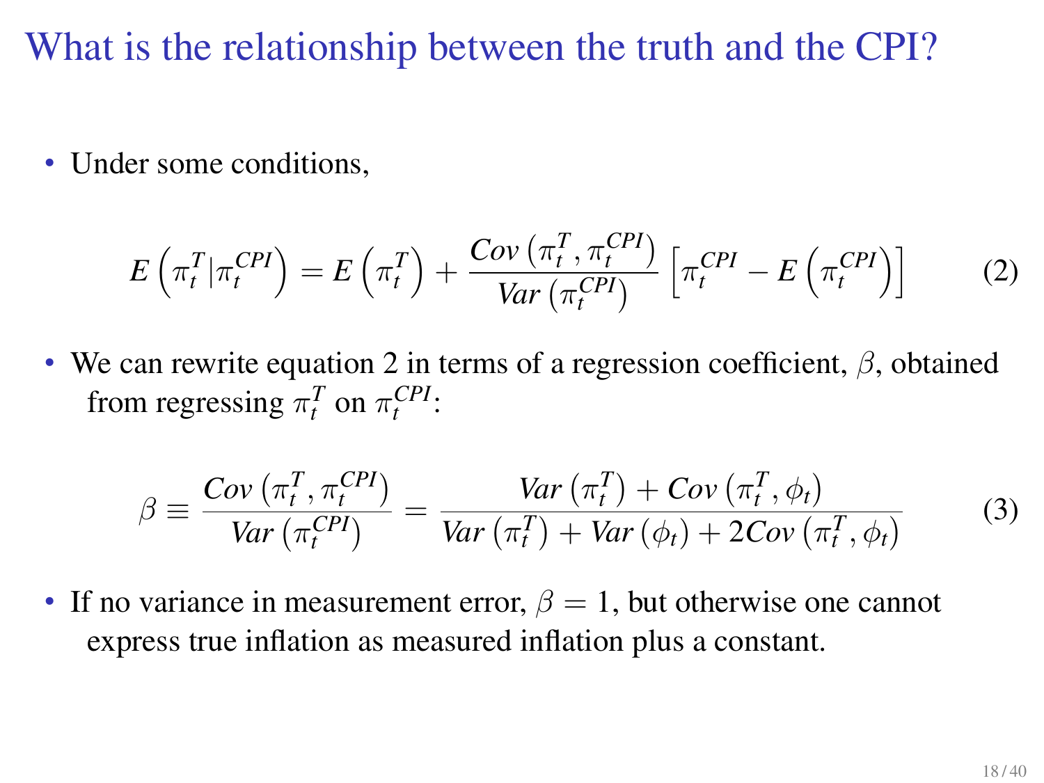# What is the relationship between the truth and the CPI?

- Under some conditions,

$$E\left(\pi_t^T|\pi_t^{CPI}\right) = E\left(\pi_t^T\right) + \frac{Cov\left(\pi_t^T, \pi_t^{CPI}\right)}{Var\left(\pi_t^{CPI}\right)}\left[\pi_t^{CPI} - E\left(\pi_t^{CPI}\right)\right] \tag{2}$$

- We can rewrite equation 2 in terms of a regression coefficient, $\beta$, obtained from regressing $\pi_t^T$ on $\pi_t^{CPI}$:

$$\beta \equiv \frac{Cov\left(\pi_t^T, \pi_t^{CPI}\right)}{Var\left(\pi_t^{CPI}\right)} = \frac{Var\left(\pi_t^T\right) + Cov\left(\pi_t^T, \phi_t\right)}{Var\left(\pi_t^T\right) + Var\left(\phi_t\right) + 2Cov\left(\pi_t^T, \phi_t\right)} \tag{3}$$

- If no variance in measurement error, $\beta = 1$, but otherwise one cannot express true inflation as measured inflation plus a constant.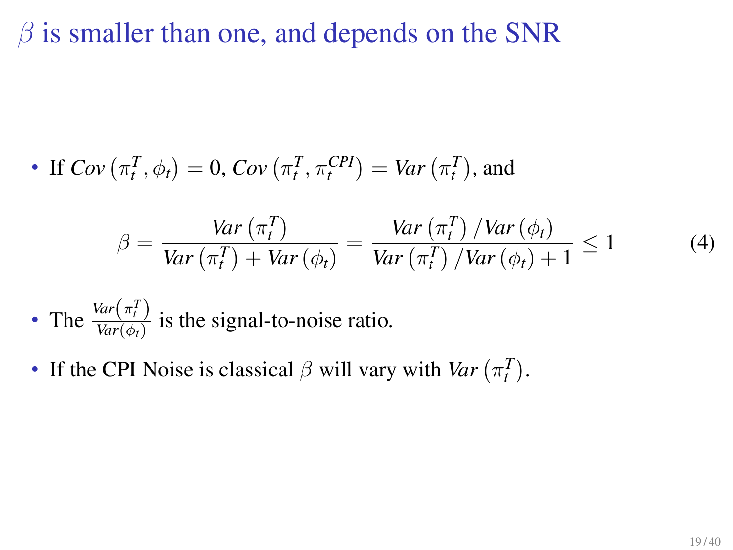# $\beta$ is smaller than one, and depends on the SNR

- If $Cov\left(\pi_t^T, \phi_t\right) = 0$, $Cov\left(\pi_t^T, \pi_t^{CPI}\right) = Var\left(\pi_t^T\right)$, and

$$\beta = \frac{Var\left(\pi_t^T\right)}{Var\left(\pi_t^T\right) + Var\left(\phi_t\right)} = \frac{Var\left(\pi_t^T\right)/Var\left(\phi_t\right)}{Var\left(\pi_t^T\right)/Var\left(\phi_t\right) + 1} \leq 1 \tag{4}$$

- The $\frac{Var\left(\pi_t^T\right)}{Var\left(\phi_t\right)}$ is the signal-to-noise ratio.
- If the CPI Noise is classical $\beta$ will vary with $Var\left(\pi_t^T\right)$.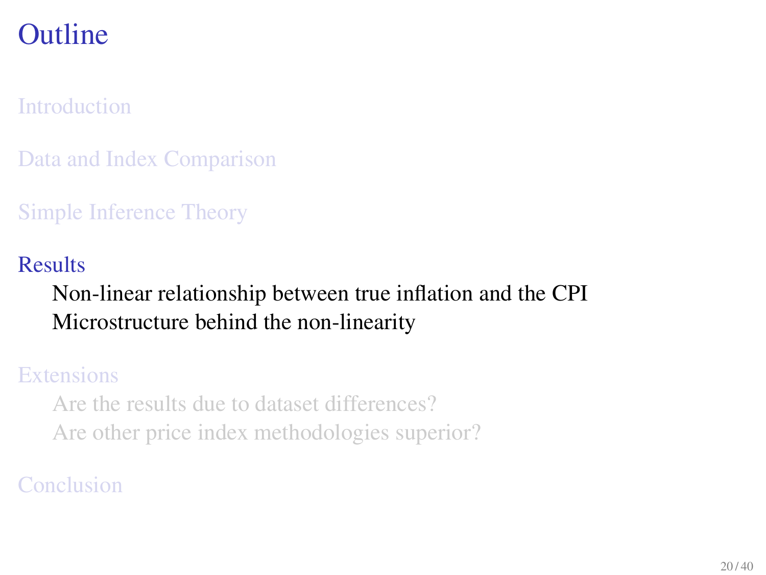# Outline

Introduction

Data and Index Comparison

Simple Inference Theory

Results

- Non-linear relationship between true inflation and the CPI
- Microstructure behind the non-linearity

Extensions

- Are the results due to dataset differences?
- Are other price index methodologies superior?

Conclusion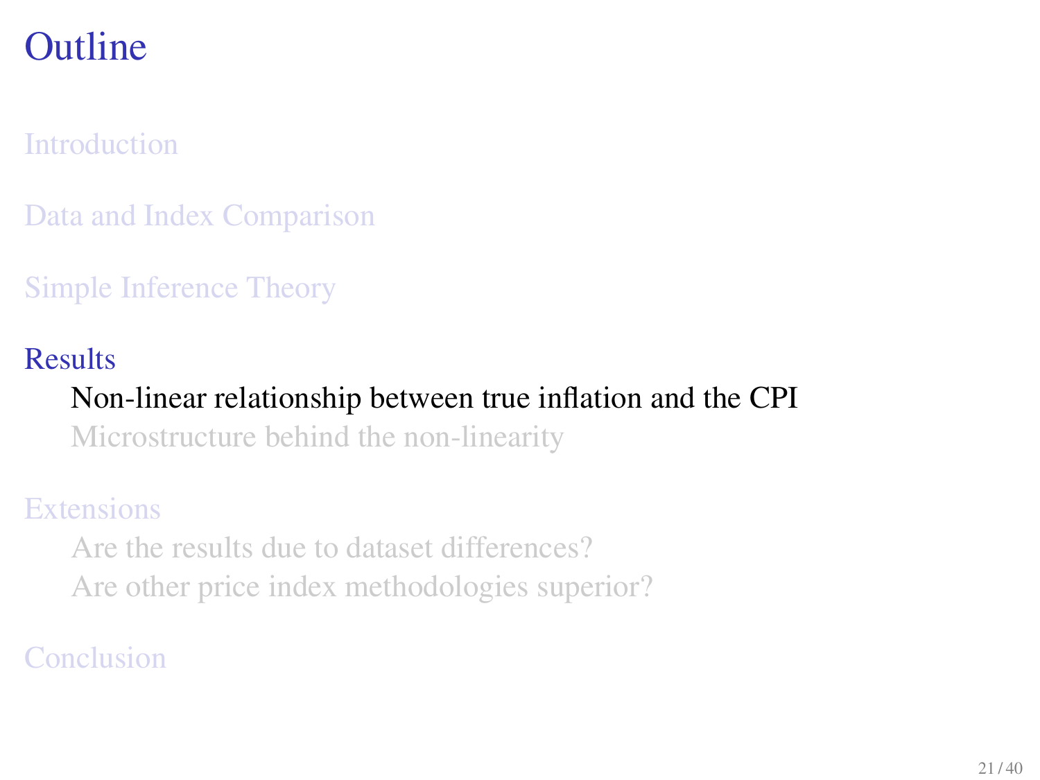# Outline

Introduction

Data and Index Comparison

Simple Inference Theory

Results

- Non-linear relationship between true inflation and the CPI
- Microstructure behind the non-linearity

Extensions

- Are the results due to dataset differences?
- Are other price index methodologies superior?

Conclusion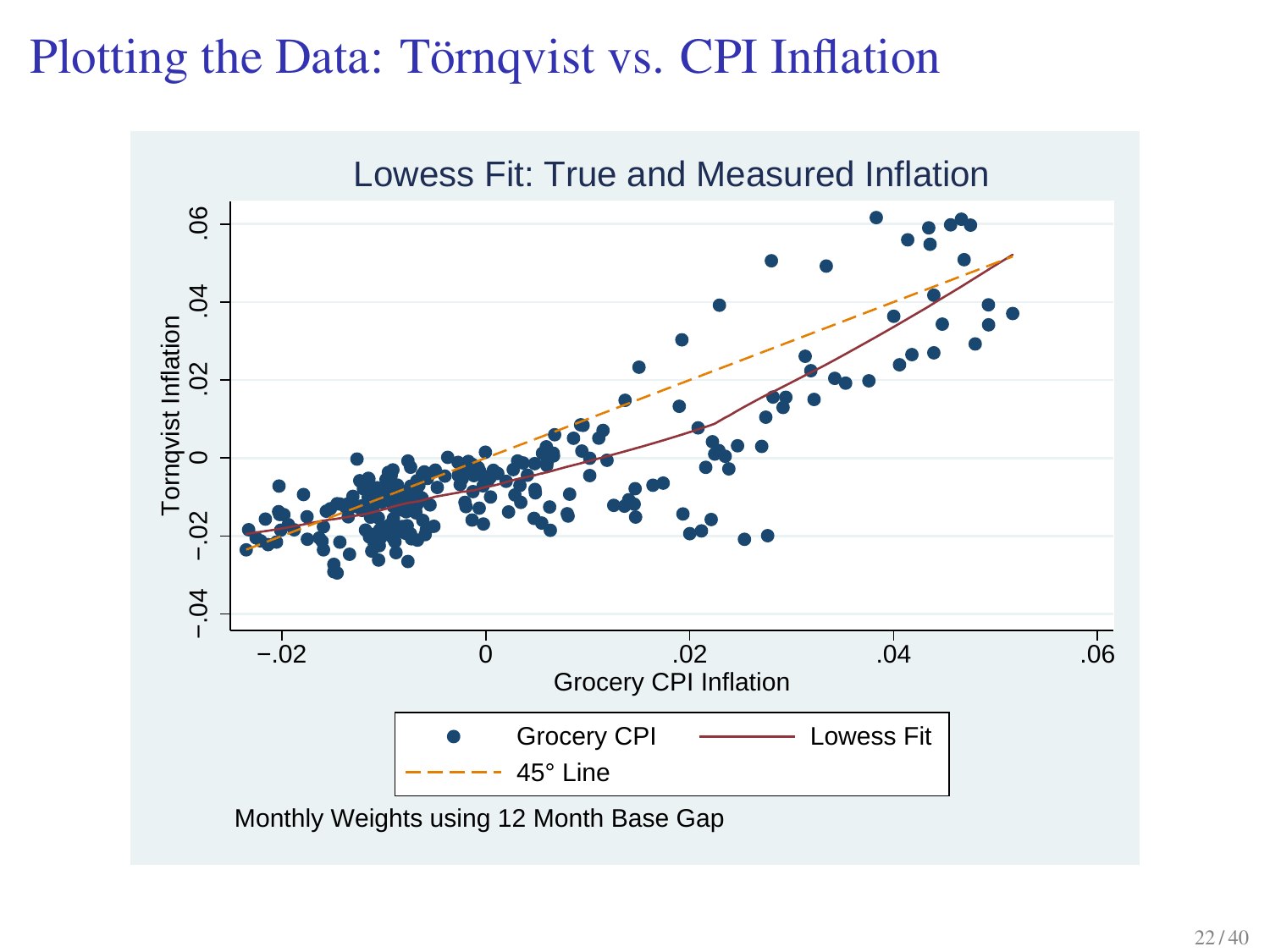# Plotting the Data: Törnqvist vs. CPI Inflation

Lowess Fit: True and Measured Inflation

Tornqvist Inflation

Grocery CPI Inflation

Grocery CPI — Lowess Fit — 45° Line

Monthly Weights using 12 Month Base Gap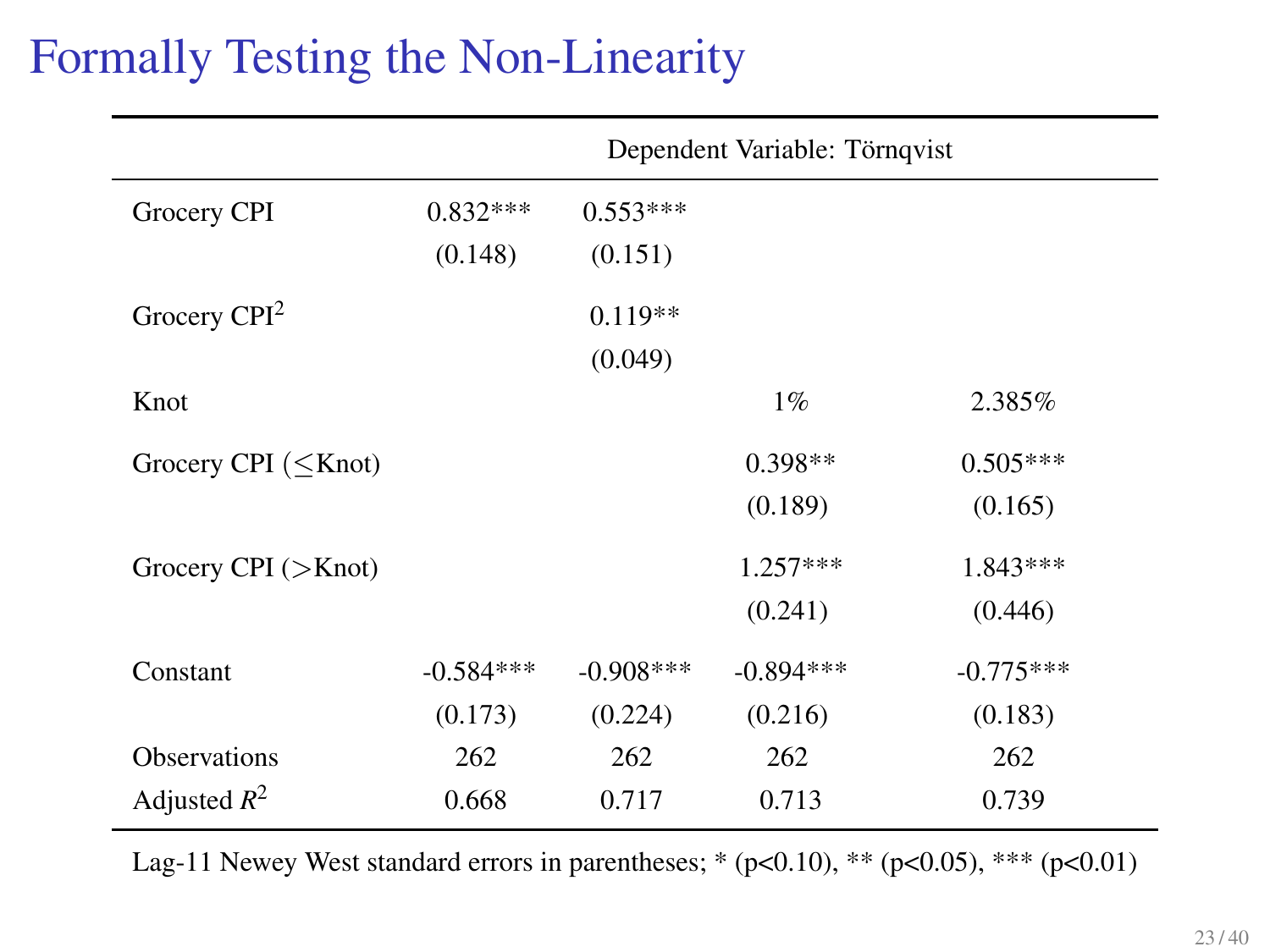# Formally Testing the Non-Linearity

| | Dependent Variable: Törnqvist | | | |
|---|---|---|---|---|
| Grocery CPI | 0.832*** | 0.553*** | | |
| | (0.148) | (0.151) | | |
| Grocery CPI$^2$ | | 0.119** | | |
| | | (0.049) | | |
| Knot | | | 1% | 2.385% |
| Grocery CPI ($\leq$Knot) | | | 0.398** | 0.505*** |
| | | | (0.189) | (0.165) |
| Grocery CPI ($>$Knot) | | | 1.257*** | 1.843*** |
| | | | (0.241) | (0.446) |
| Constant | -0.584*** | -0.908*** | -0.894*** | -0.775*** |
| | (0.173) | (0.224) | (0.216) | (0.183) |
| Observations | 262 | 262 | 262 | 262 |
| Adjusted $R^2$ | 0.668 | 0.717 | 0.713 | 0.739 |

Lag-11 Newey West standard errors in parentheses; * (p<0.10), ** (p<0.05), *** (p<0.01)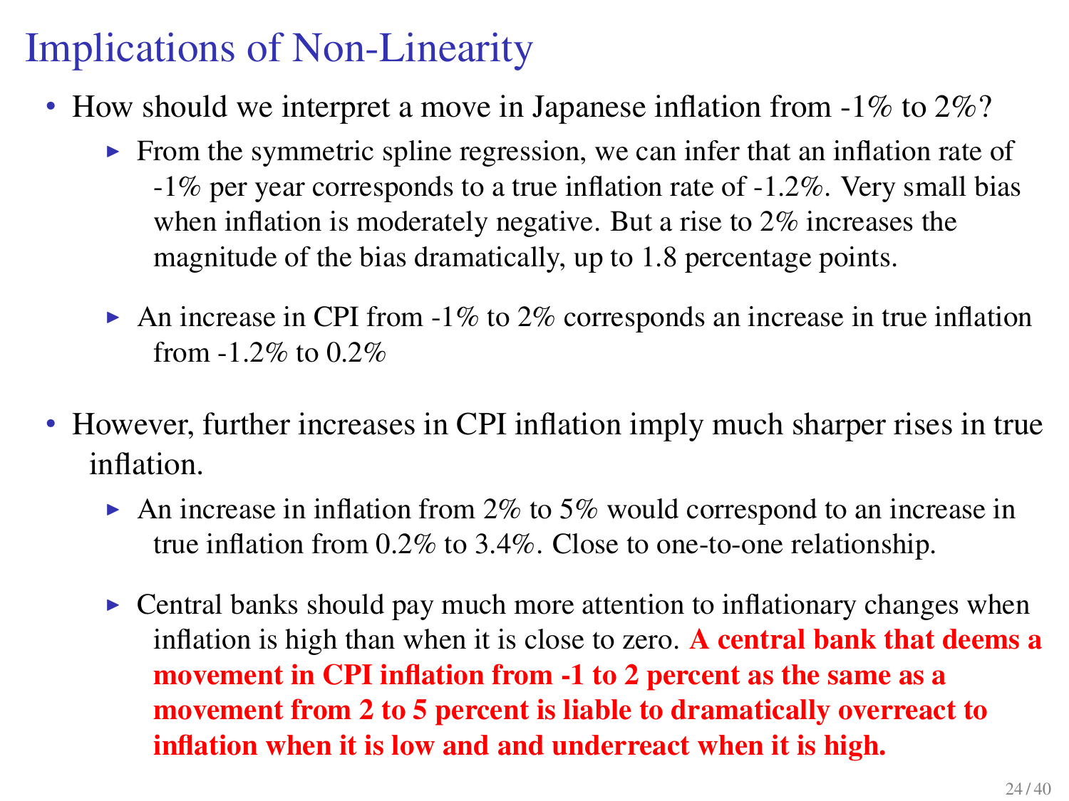# Implications of Non-Linearity

- How should we interpret a move in Japanese inflation from -1% to 2%?
  - From the symmetric spline regression, we can infer that an inflation rate of -1% per year corresponds to a true inflation rate of -1.2%. Very small bias when inflation is moderately negative. But a rise to 2% increases the magnitude of the bias dramatically, up to 1.8 percentage points.
  - An increase in CPI from -1% to 2% corresponds an increase in true inflation from -1.2% to 0.2%
- However, further increases in CPI inflation imply much sharper rises in true inflation.
  - An increase in inflation from 2% to 5% would correspond to an increase in true inflation from 0.2% to 3.4%. Close to one-to-one relationship.
  - Central banks should pay much more attention to inflationary changes when inflation is high than when it is close to zero. **A central bank that deems a movement in CPI inflation from -1 to 2 percent as the same as a movement from 2 to 5 percent is liable to dramatically overreact to inflation when it is low and and underreact when it is high.**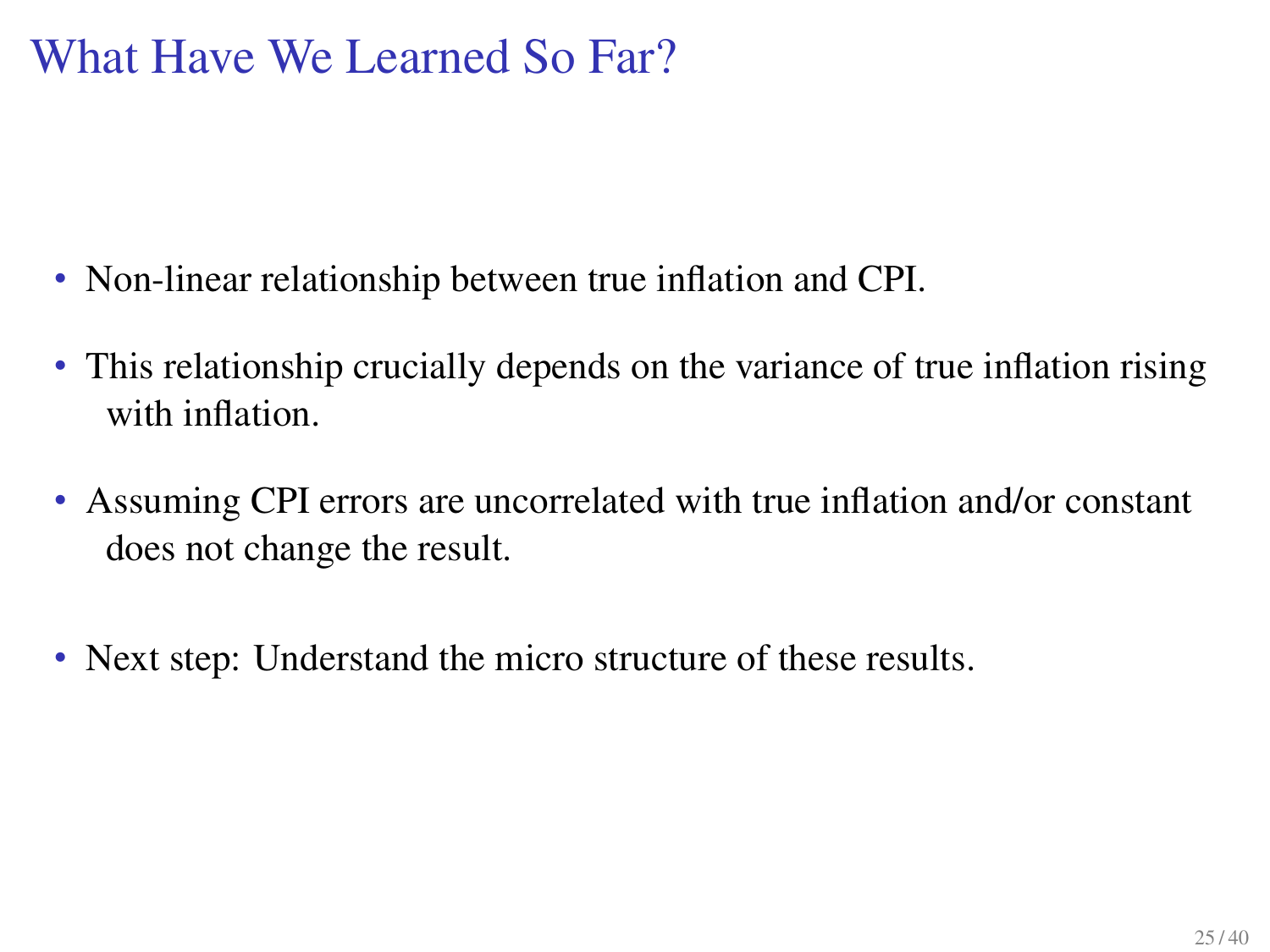# What Have We Learned So Far?

- Non-linear relationship between true inflation and CPI.
- This relationship crucially depends on the variance of true inflation rising with inflation.
- Assuming CPI errors are uncorrelated with true inflation and/or constant does not change the result.
- Next step: Understand the micro structure of these results.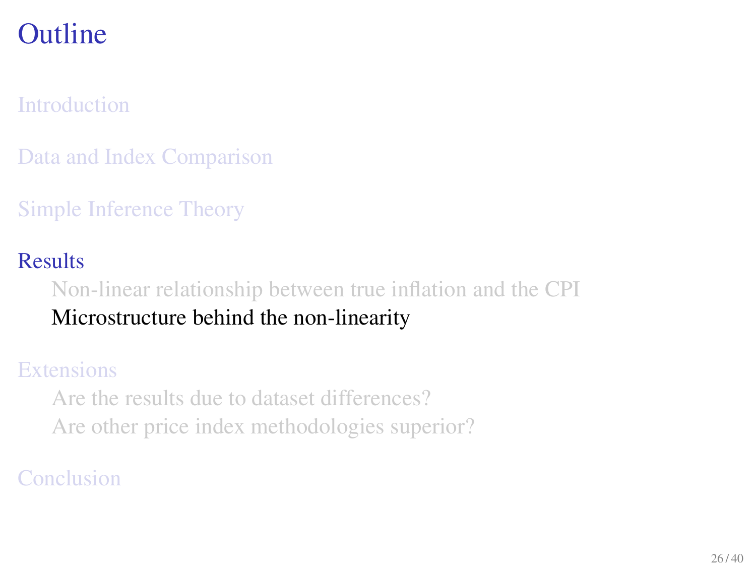# Outline

Introduction

Data and Index Comparison

Simple Inference Theory

Results

- Non-linear relationship between true inflation and the CPI
- Microstructure behind the non-linearity

Extensions

- Are the results due to dataset differences?
- Are other price index methodologies superior?

Conclusion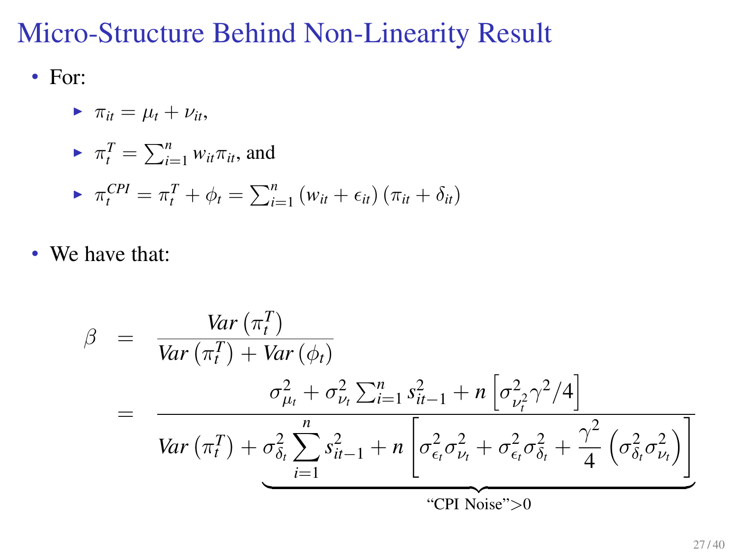# Micro-Structure Behind Non-Linearity Result

- For:
  - $\pi_{it} = \mu_t + \nu_{it}$,
  - $\pi_t^T = \sum_{i=1}^n w_{it}\pi_{it}$, and
  - $\pi_t^{CPI} = \pi_t^T + \phi_t = \sum_{i=1}^n \left(w_{it} + \epsilon_{it}\right)\left(\pi_{it} + \delta_{it}\right)$
- We have that:

$$
\begin{aligned}
\beta &= \frac{Var\left(\pi_t^T\right)}{Var\left(\pi_t^T\right) + Var\left(\phi_t\right)} \\
&= \frac{\sigma_{\mu_t}^2 + \sigma_{\nu_t}^2 \sum_{i=1}^n s_{it-1}^2 + n\left[\sigma_{\nu_t^2}^2 \gamma^2/4\right]}{Var\left(\pi_t^T\right) + \underbrace{\sigma_{\delta_t}^2 \sum_{i=1}^n s_{it-1}^2 + n\left[\sigma_{\epsilon_t}^2\sigma_{\nu_t}^2 + \sigma_{\epsilon_t}^2\sigma_{\delta_t}^2 + \frac{\gamma^2}{4}\left(\sigma_{\delta_t}^2\sigma_{\nu_t}^2\right)\right]}_{\text{“CPI Noise”}>0}}
\end{aligned}
$$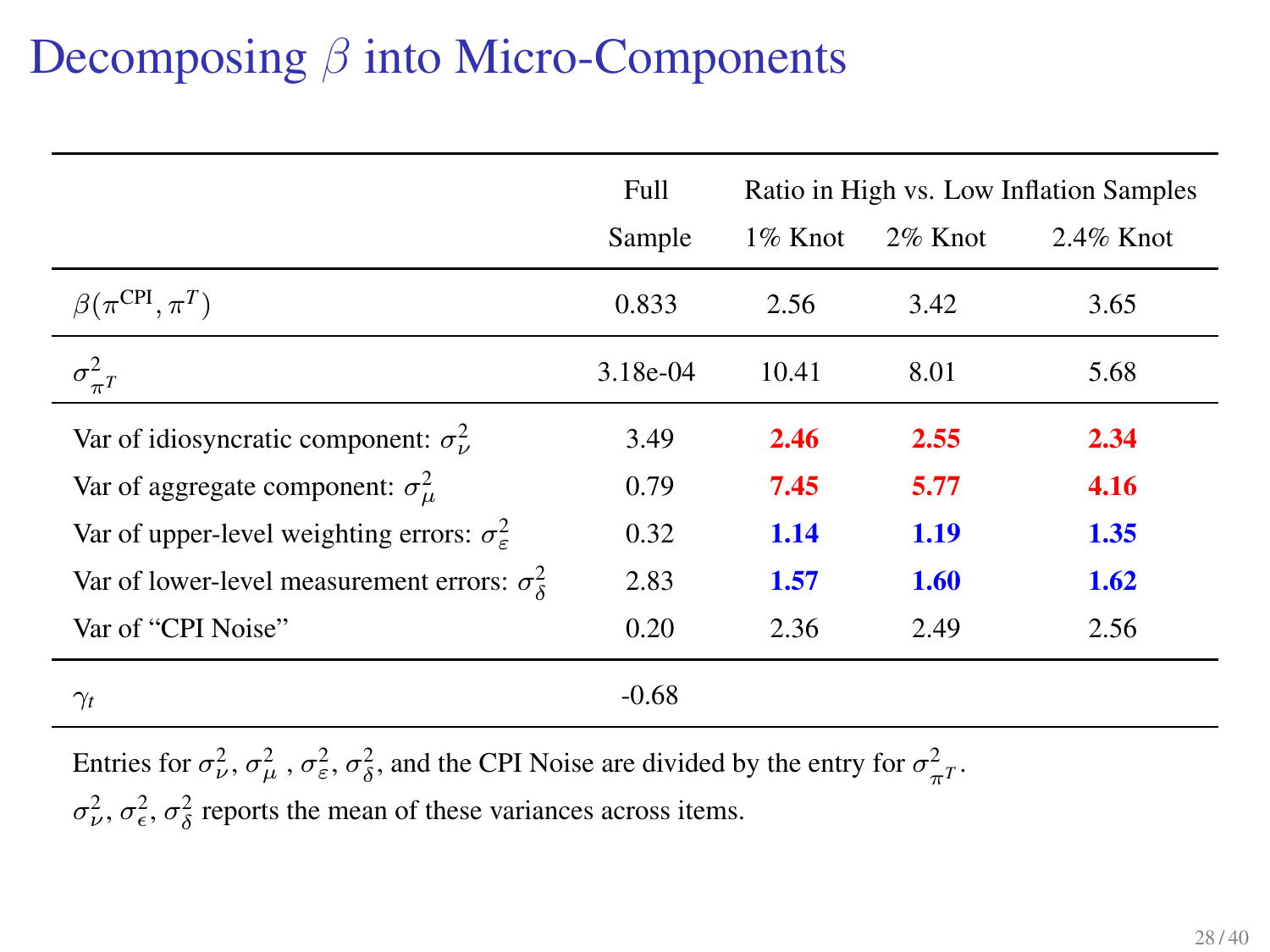# Decomposing $\beta$ into Micro-Components

| | Full Sample | Ratio in High vs. Low Inflation Samples | | |
|---|---|---|---|---|
| | | 1% Knot | 2% Knot | 2.4% Knot |
| $\beta(\pi^{\text{CPI}}, \pi^{T})$ | 0.833 | 2.56 | 3.42 | 3.65 |
| $\sigma^2_{\pi^T}$ | 3.18e-04 | 10.41 | 8.01 | 5.68 |
| Var of idiosyncratic component: $\sigma^2_{\nu}$ | 3.49 | **2.46** | **2.55** | **2.34** |
| Var of aggregate component: $\sigma^2_{\mu}$ | 0.79 | **7.45** | **5.77** | **4.16** |
| Var of upper-level weighting errors: $\sigma^2_{\varepsilon}$ | 0.32 | **1.14** | **1.19** | **1.35** |
| Var of lower-level measurement errors: $\sigma^2_{\delta}$ | 2.83 | **1.57** | **1.60** | **1.62** |
| Var of "CPI Noise" | 0.20 | 2.36 | 2.49 | 2.56 |
| $\gamma_t$ | -0.68 | | | |

Entries for $\sigma^2_{\nu}$, $\sigma^2_{\mu}$ , $\sigma^2_{\varepsilon}$, $\sigma^2_{\delta}$, and the CPI Noise are divided by the entry for $\sigma^2_{\pi^T}$.

$\sigma^2_{\nu}$, $\sigma^2_{\epsilon}$, $\sigma^2_{\delta}$ reports the mean of these variances across items.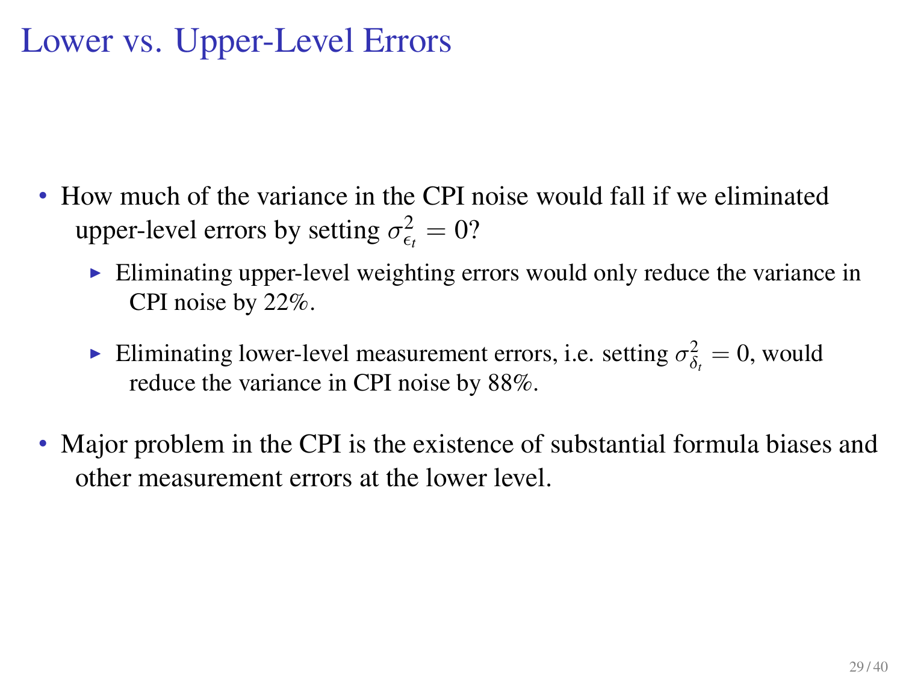# Lower vs. Upper-Level Errors

- How much of the variance in the CPI noise would fall if we eliminated upper-level errors by setting $\sigma_{\epsilon_t}^2 = 0$?
  - Eliminating upper-level weighting errors would only reduce the variance in CPI noise by 22%.
  - Eliminating lower-level measurement errors, i.e. setting $\sigma_{\delta_t}^2 = 0$, would reduce the variance in CPI noise by 88%.
- Major problem in the CPI is the existence of substantial formula biases and other measurement errors at the lower level.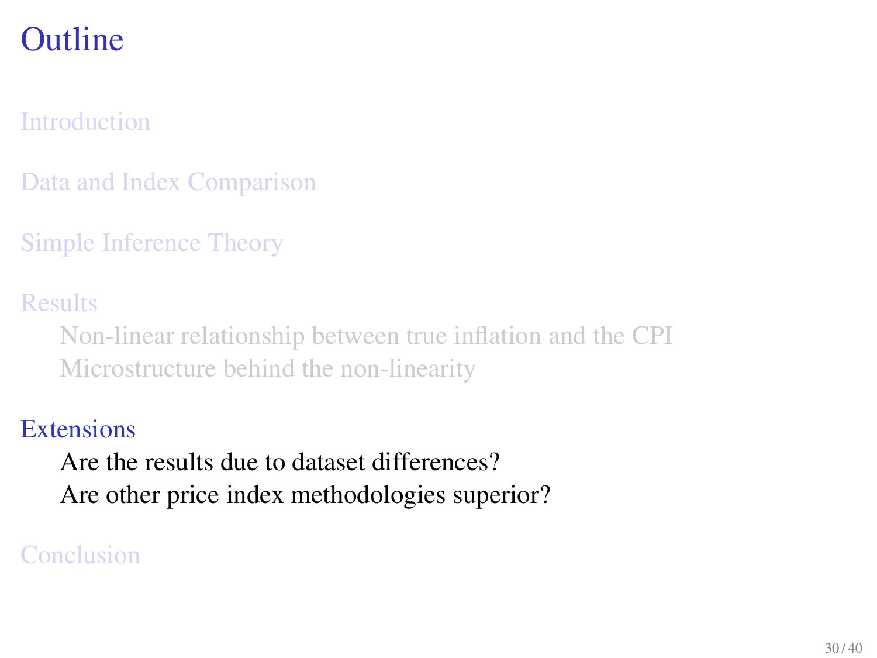# Outline

Introduction

Data and Index Comparison

Simple Inference Theory

Results

- Non-linear relationship between true inflation and the CPI
- Microstructure behind the non-linearity

Extensions

- Are the results due to dataset differences?
- Are other price index methodologies superior?

Conclusion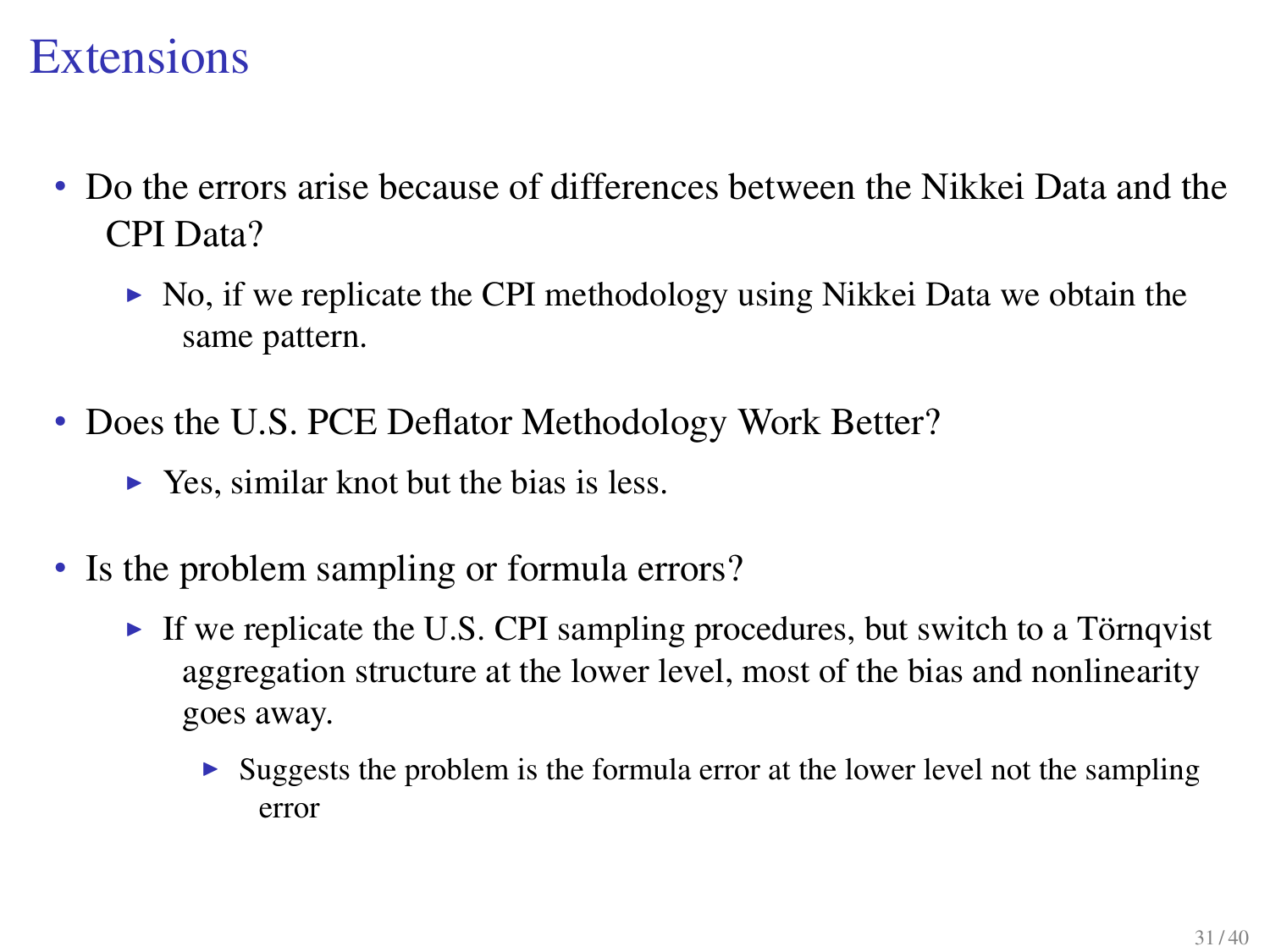# Extensions

- Do the errors arise because of differences between the Nikkei Data and the CPI Data?
  - No, if we replicate the CPI methodology using Nikkei Data we obtain the same pattern.
- Does the U.S. PCE Deflator Methodology Work Better?
  - Yes, similar knot but the bias is less.
- Is the problem sampling or formula errors?
  - If we replicate the U.S. CPI sampling procedures, but switch to a Törnqvist aggregation structure at the lower level, most of the bias and nonlinearity goes away.
    - Suggests the problem is the formula error at the lower level not the sampling error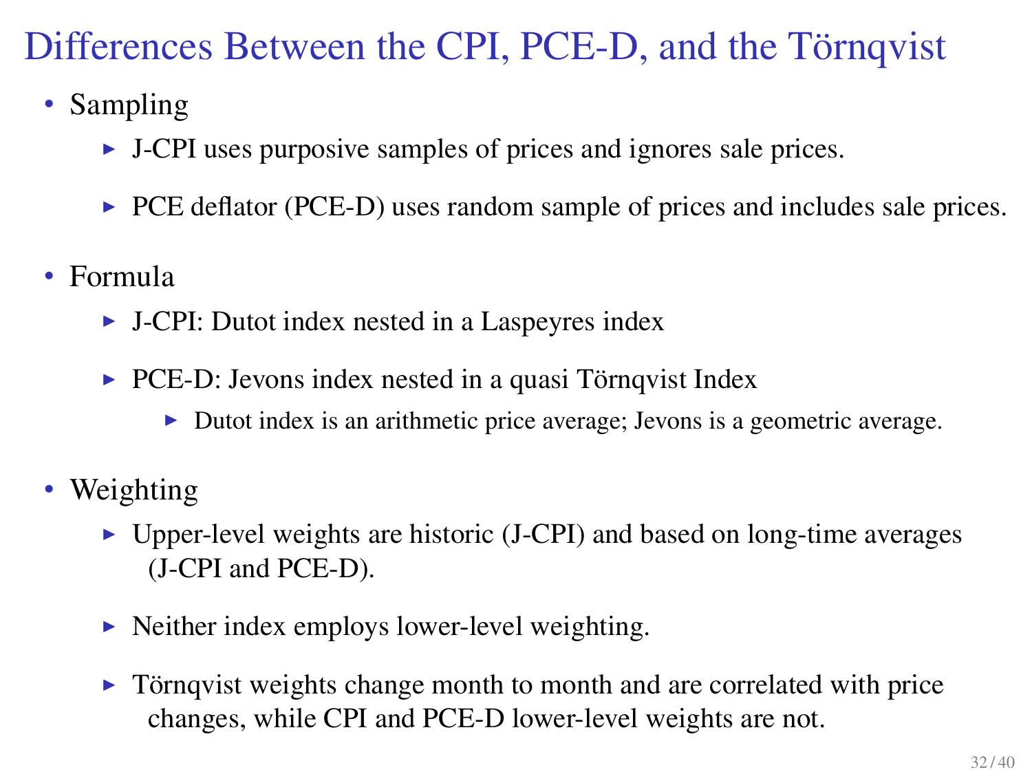# Differences Between the CPI, PCE-D, and the Törnqvist

- Sampling
  - J-CPI uses purposive samples of prices and ignores sale prices.
  - PCE deflator (PCE-D) uses random sample of prices and includes sale prices.
- Formula
  - J-CPI: Dutot index nested in a Laspeyres index
  - PCE-D: Jevons index nested in a quasi Törnqvist Index
    - Dutot index is an arithmetic price average; Jevons is a geometric average.
- Weighting
  - Upper-level weights are historic (J-CPI) and based on long-time averages (J-CPI and PCE-D).
  - Neither index employs lower-level weighting.
  - Törnqvist weights change month to month and are correlated with price changes, while CPI and PCE-D lower-level weights are not.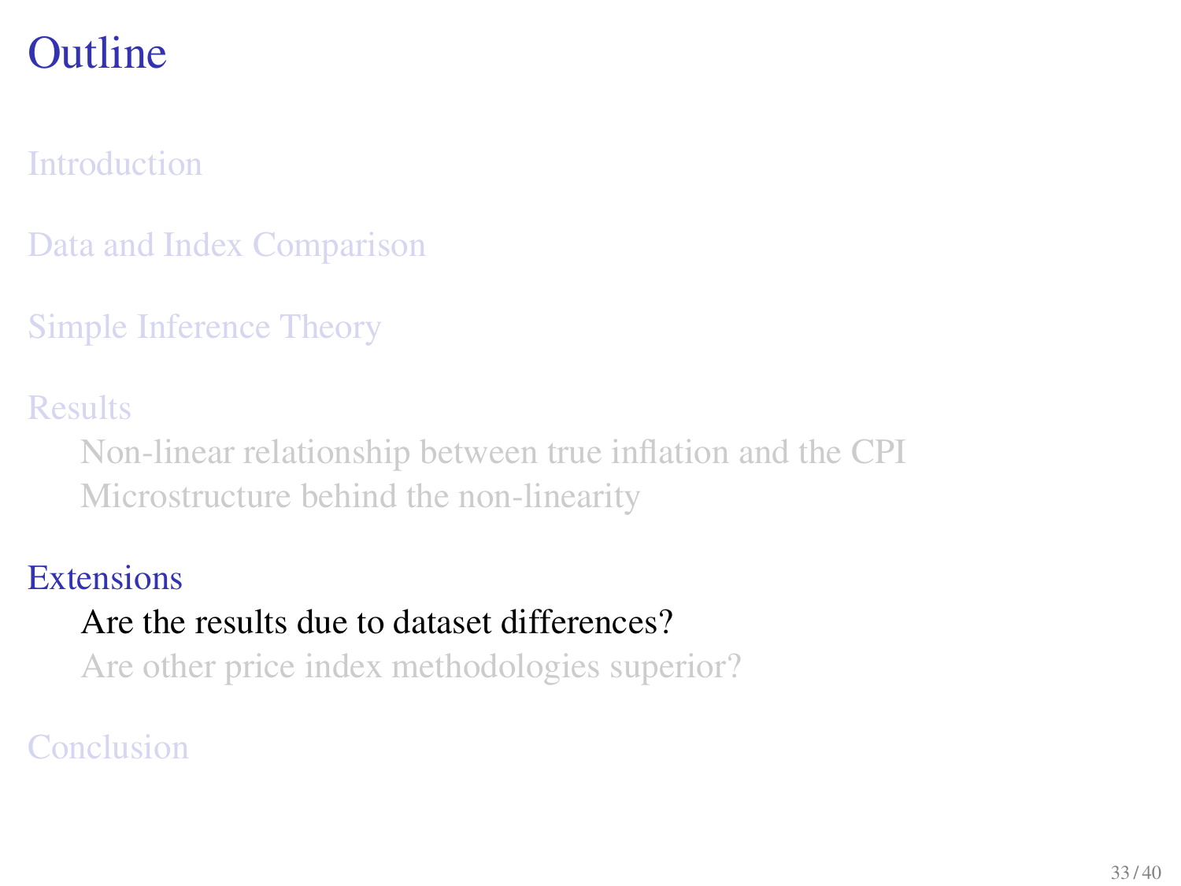# Outline

Introduction

Data and Index Comparison

Simple Inference Theory

Results

- Non-linear relationship between true inflation and the CPI
- Microstructure behind the non-linearity

Extensions

- Are the results due to dataset differences?
- Are other price index methodologies superior?

Conclusion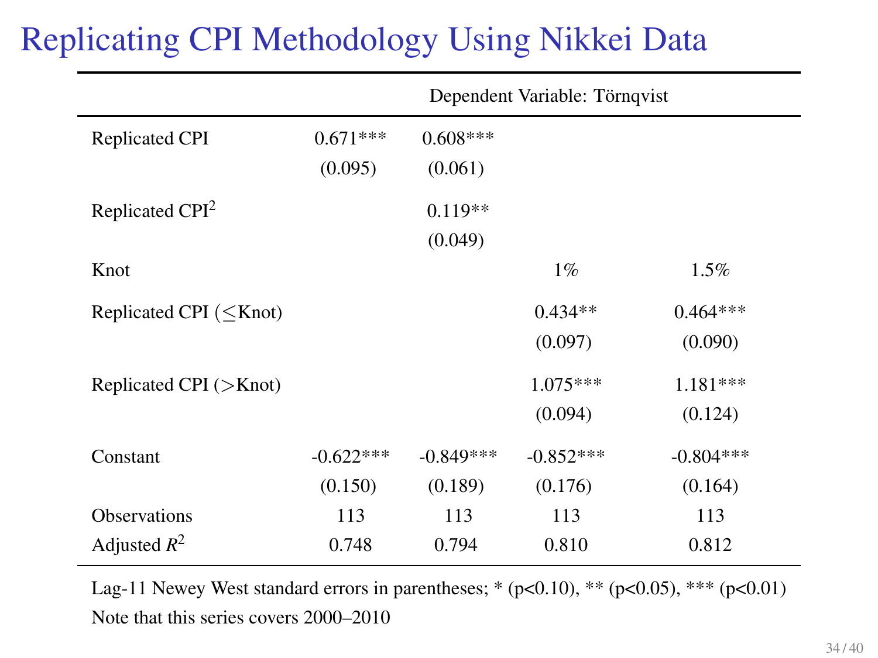# Replicating CPI Methodology Using Nikkei Data

| | Dependent Variable: Törnqvist | | | |
|---|---|---|---|---|
| Replicated CPI | 0.671*** | 0.608*** | | |
| | (0.095) | (0.061) | | |
| Replicated CPI$^2$ | | 0.119** | | |
| | | (0.049) | | |
| Knot | | | 1% | 1.5% |
| Replicated CPI (≤Knot) | | | 0.434** | 0.464*** |
| | | | (0.097) | (0.090) |
| Replicated CPI (>Knot) | | | 1.075*** | 1.181*** |
| | | | (0.094) | (0.124) |
| Constant | -0.622*** | -0.849*** | -0.852*** | -0.804*** |
| | (0.150) | (0.189) | (0.176) | (0.164) |
| Observations | 113 | 113 | 113 | 113 |
| Adjusted $R^2$ | 0.748 | 0.794 | 0.810 | 0.812 |

Lag-11 Newey West standard errors in parentheses; * (p<0.10), ** (p<0.05), *** (p<0.01)

Note that this series covers 2000–2010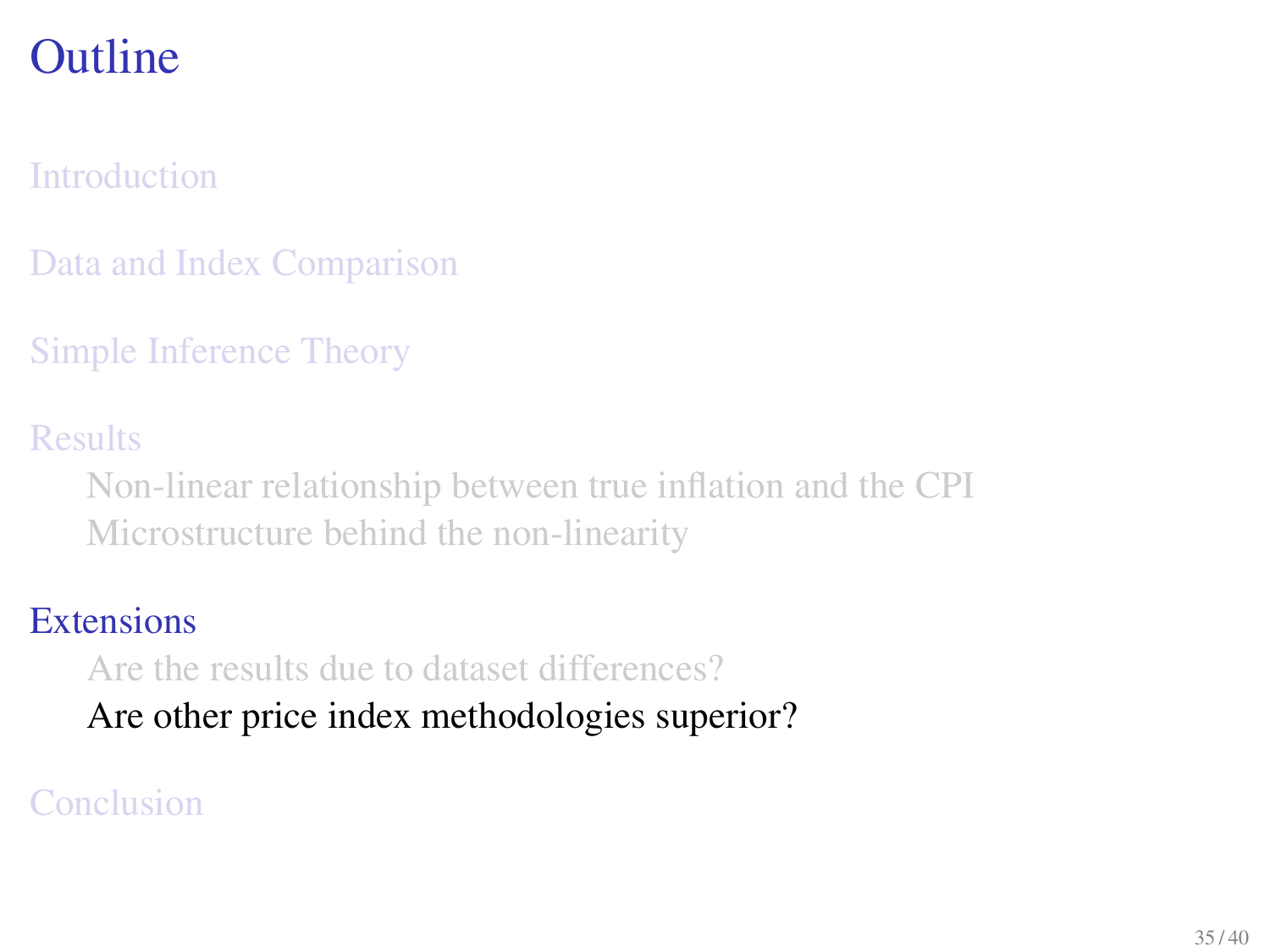# Outline

Introduction

Data and Index Comparison

Simple Inference Theory

Results

- Non-linear relationship between true inflation and the CPI
- Microstructure behind the non-linearity

Extensions

- Are the results due to dataset differences?
- Are other price index methodologies superior?

Conclusion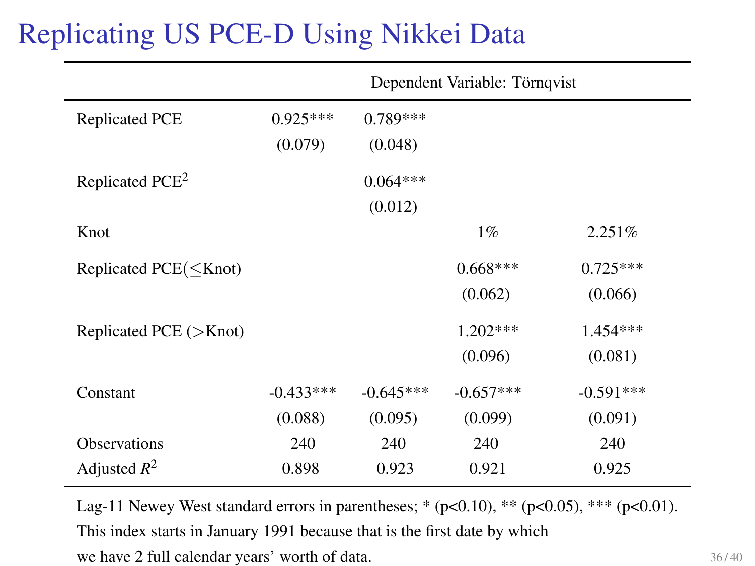# Replicating US PCE-D Using Nikkei Data

| | Dependent Variable: Törnqvist | | | |
|---|---|---|---|---|
| Replicated PCE | 0.925*** | 0.789*** | | |
| | (0.079) | (0.048) | | |
| Replicated PCE$^2$ | | 0.064*** | | |
| | | (0.012) | | |
| Knot | | | 1% | 2.251% |
| Replicated PCE(≤Knot) | | | 0.668*** | 0.725*** |
| | | | (0.062) | (0.066) |
| Replicated PCE (>Knot) | | | 1.202*** | 1.454*** |
| | | | (0.096) | (0.081) |
| Constant | -0.433*** | -0.645*** | -0.657*** | -0.591*** |
| | (0.088) | (0.095) | (0.099) | (0.091) |
| Observations | 240 | 240 | 240 | 240 |
| Adjusted $R^2$ | 0.898 | 0.923 | 0.921 | 0.925 |

Lag-11 Newey West standard errors in parentheses; * (p<0.10), ** (p<0.05), *** (p<0.01).
This index starts in January 1991 because that is the first date by which
we have 2 full calendar years' worth of data.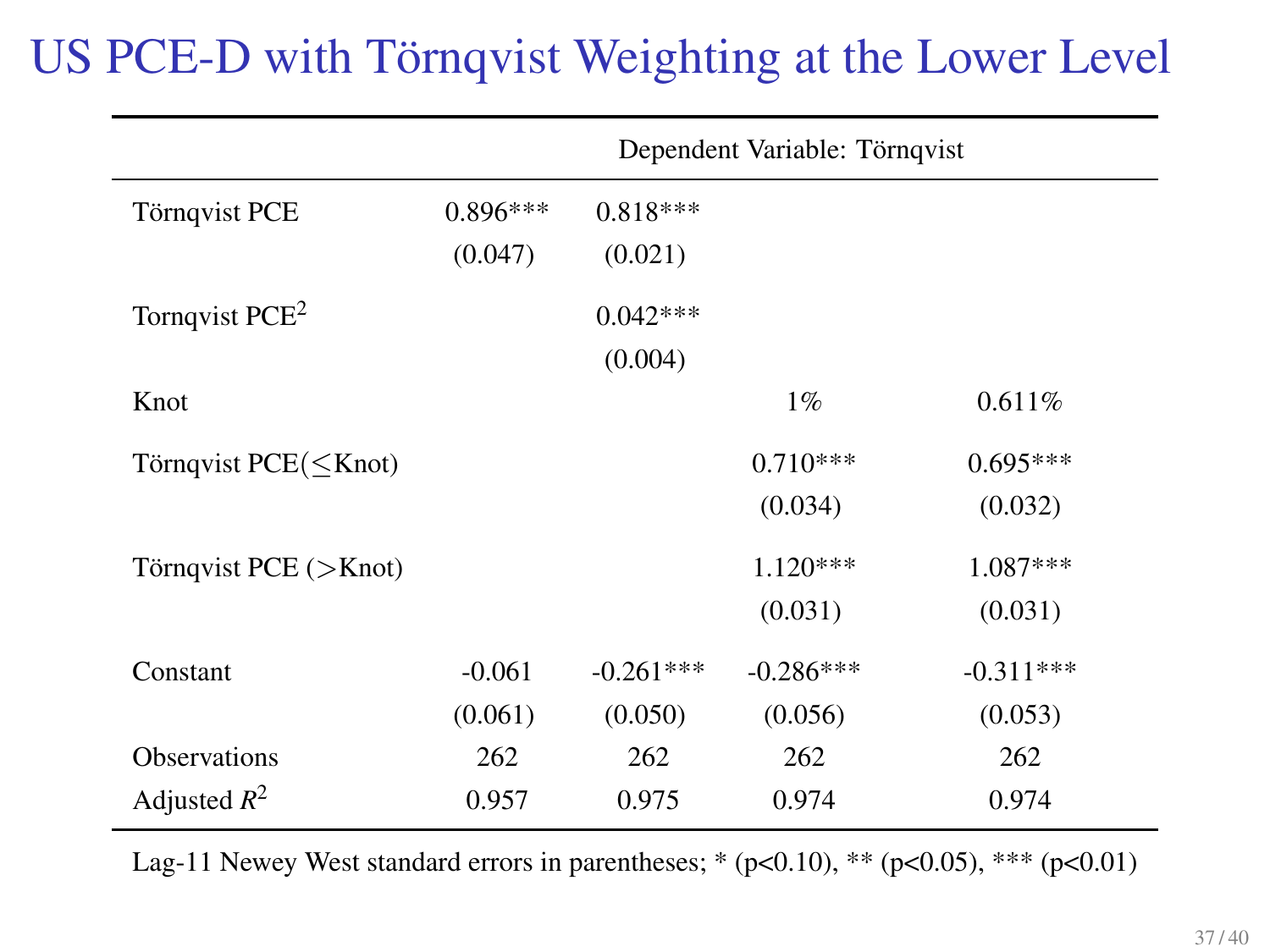# US PCE-D with Törnqvist Weighting at the Lower Level

| | Dependent Variable: Törnqvist | | | |
|---|---|---|---|---|
| Törnqvist PCE | 0.896*** | 0.818*** | | |
| | (0.047) | (0.021) | | |
| Tornqvist PCE$^2$ | | 0.042*** | | |
| | | (0.004) | | |
| Knot | | | 1% | 0.611% |
| Törnqvist PCE($\leq$Knot) | | | 0.710*** | 0.695*** |
| | | | (0.034) | (0.032) |
| Törnqvist PCE ($>$Knot) | | | 1.120*** | 1.087*** |
| | | | (0.031) | (0.031) |
| Constant | -0.061 | -0.261*** | -0.286*** | -0.311*** |
| | (0.061) | (0.050) | (0.056) | (0.053) |
| Observations | 262 | 262 | 262 | 262 |
| Adjusted $R^2$ | 0.957 | 0.975 | 0.974 | 0.974 |

Lag-11 Newey West standard errors in parentheses; * ($p<0.10$), ** ($p<0.05$), *** ($p<0.01$)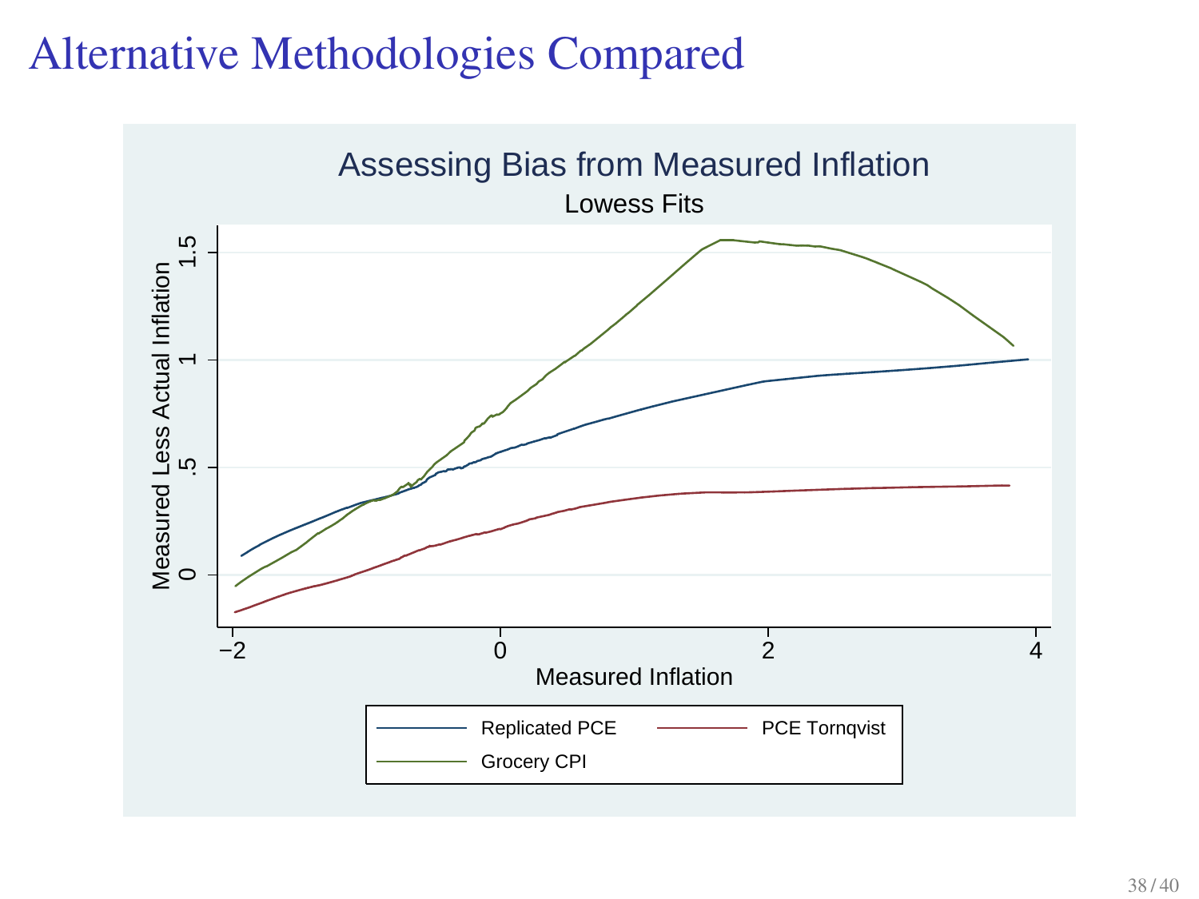# Alternative Methodologies Compared

Assessing Bias from Measured Inflation

Lowess Fits

Measured Less Actual Inflation

Measured Inflation

Replicated PCE — PCE Tornqvist — Grocery CPI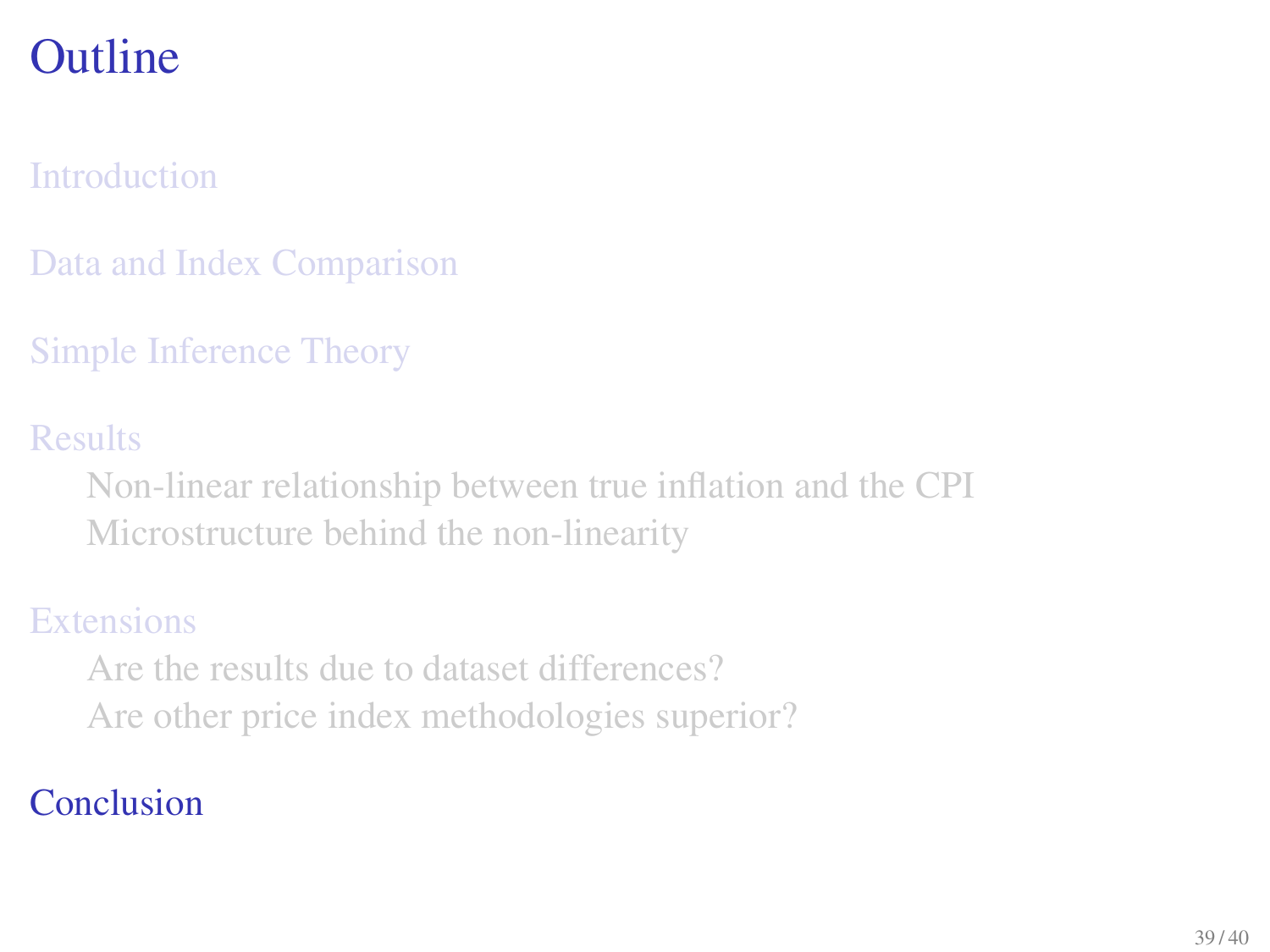# Outline

Introduction

Data and Index Comparison

Simple Inference Theory

Results
- Non-linear relationship between true inflation and the CPI
- Microstructure behind the non-linearity

Extensions
- Are the results due to dataset differences?
- Are other price index methodologies superior?

Conclusion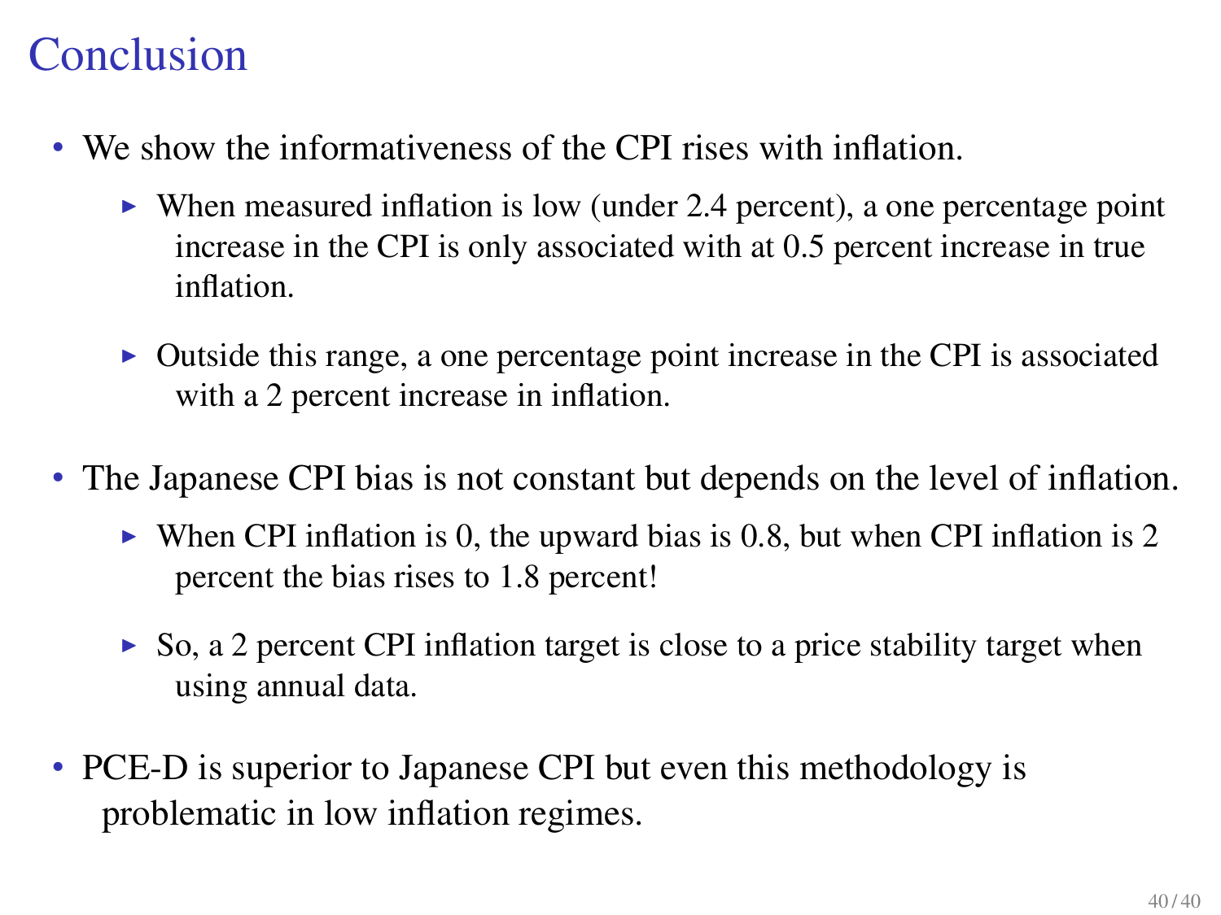# Conclusion

- We show the informativeness of the CPI rises with inflation.
  - When measured inflation is low (under 2.4 percent), a one percentage point increase in the CPI is only associated with at 0.5 percent increase in true inflation.
  - Outside this range, a one percentage point increase in the CPI is associated with a 2 percent increase in inflation.
- The Japanese CPI bias is not constant but depends on the level of inflation.
  - When CPI inflation is 0, the upward bias is 0.8, but when CPI inflation is 2 percent the bias rises to 1.8 percent!
  - So, a 2 percent CPI inflation target is close to a price stability target when using annual data.
- PCE-D is superior to Japanese CPI but even this methodology is problematic in low inflation regimes.